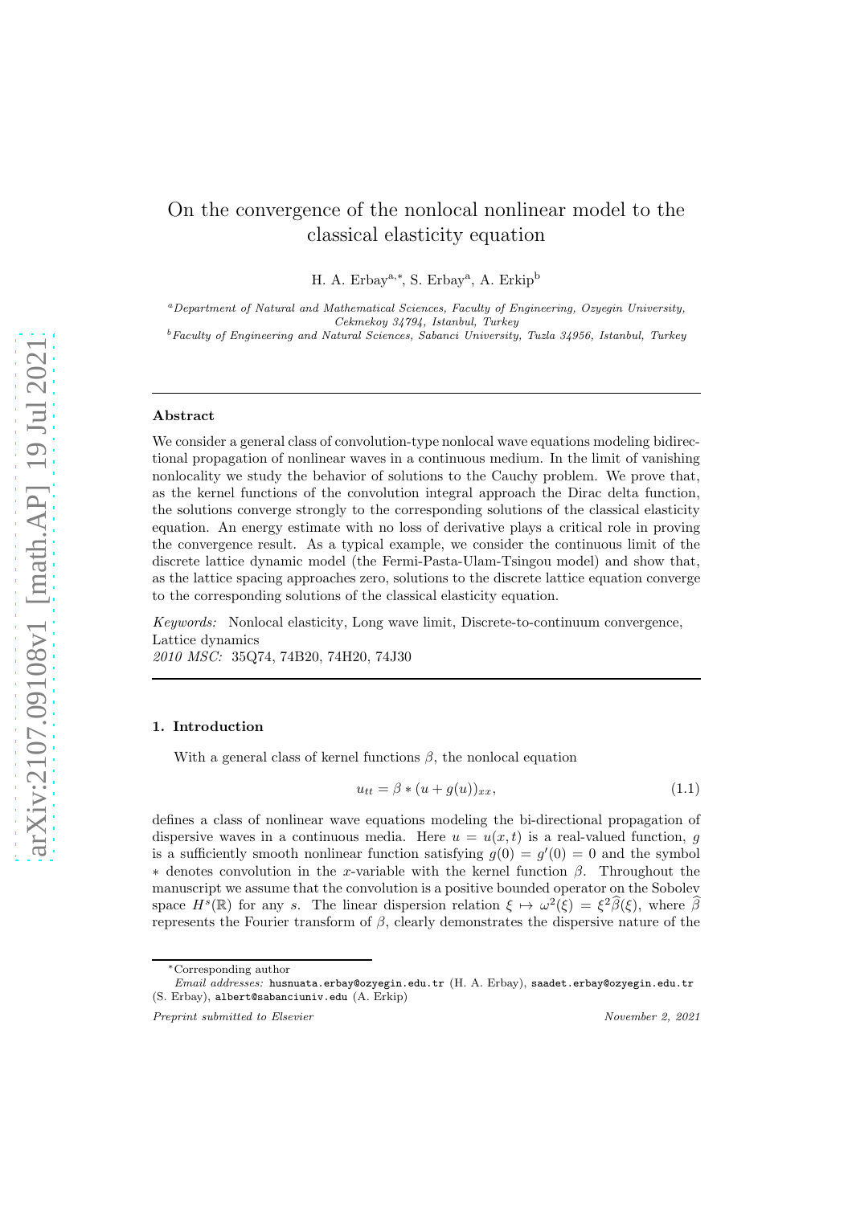# On the convergence of the nonlocal nonlinear model to the classical elasticity equation

H. A. Erbay[a,*], S. Erbay[a], A. Erkip[b]

[a] *Department of Natural and Mathematical Sciences, Faculty of Engineering, Ozyegin University, Cekmekoy 34794, Istanbul, Turkey*

[b] *Faculty of Engineering and Natural Sciences, Sabanci University, Tuzla 34956, Istanbul, Turkey*

---

## Abstract

We consider a general class of convolution-type nonlocal wave equations modeling bidirectional propagation of nonlinear waves in a continuous medium. In the limit of vanishing nonlocality we study the behavior of solutions to the Cauchy problem. We prove that, as the kernel functions of the convolution integral approach the Dirac delta function, the solutions converge strongly to the corresponding solutions of the classical elasticity equation. An energy estimate with no loss of derivative plays a critical role in proving the convergence result. As a typical example, we consider the continuous limit of the discrete lattice dynamic model (the Fermi-Pasta-Ulam-Tsingou model) and show that, as the lattice spacing approaches zero, solutions to the discrete lattice equation converge to the corresponding solutions of the classical elasticity equation.

*Keywords:* Nonlocal elasticity, Long wave limit, Discrete-to-continuum convergence, Lattice dynamics

*2010 MSC:* 35Q74, 74B20, 74H20, 74J30

---

## 1. Introduction

With a general class of kernel functions $\beta$, the nonlocal equation

$$u_{tt} = \beta * (u + g(u))_{xx}, \tag{1.1}$$

defines a class of nonlinear wave equations modeling the bi-directional propagation of dispersive waves in a continuous media. Here $u = u(x,t)$ is a real-valued function, $g$ is a sufficiently smooth nonlinear function satisfying $g(0) = g'(0) = 0$ and the symbol $*$ denotes convolution in the $x$-variable with the kernel function $\beta$. Throughout the manuscript we assume that the convolution is a positive bounded operator on the Sobolev space $H^s(\mathbb{R})$ for any $s$. The linear dispersion relation $\xi \mapsto \omega^2(\xi) = \xi^2\widehat{\beta}(\xi)$, where $\widehat{\beta}$ represents the Fourier transform of $\beta$, clearly demonstrates the dispersive nature of the

---

*Corresponding author

*Email addresses:* husnuata.erbay@ozyegin.edu.tr (H. A. Erbay), saadet.erbay@ozyegin.edu.tr (S. Erbay), albert@sabanciuniv.edu (A. Erkip)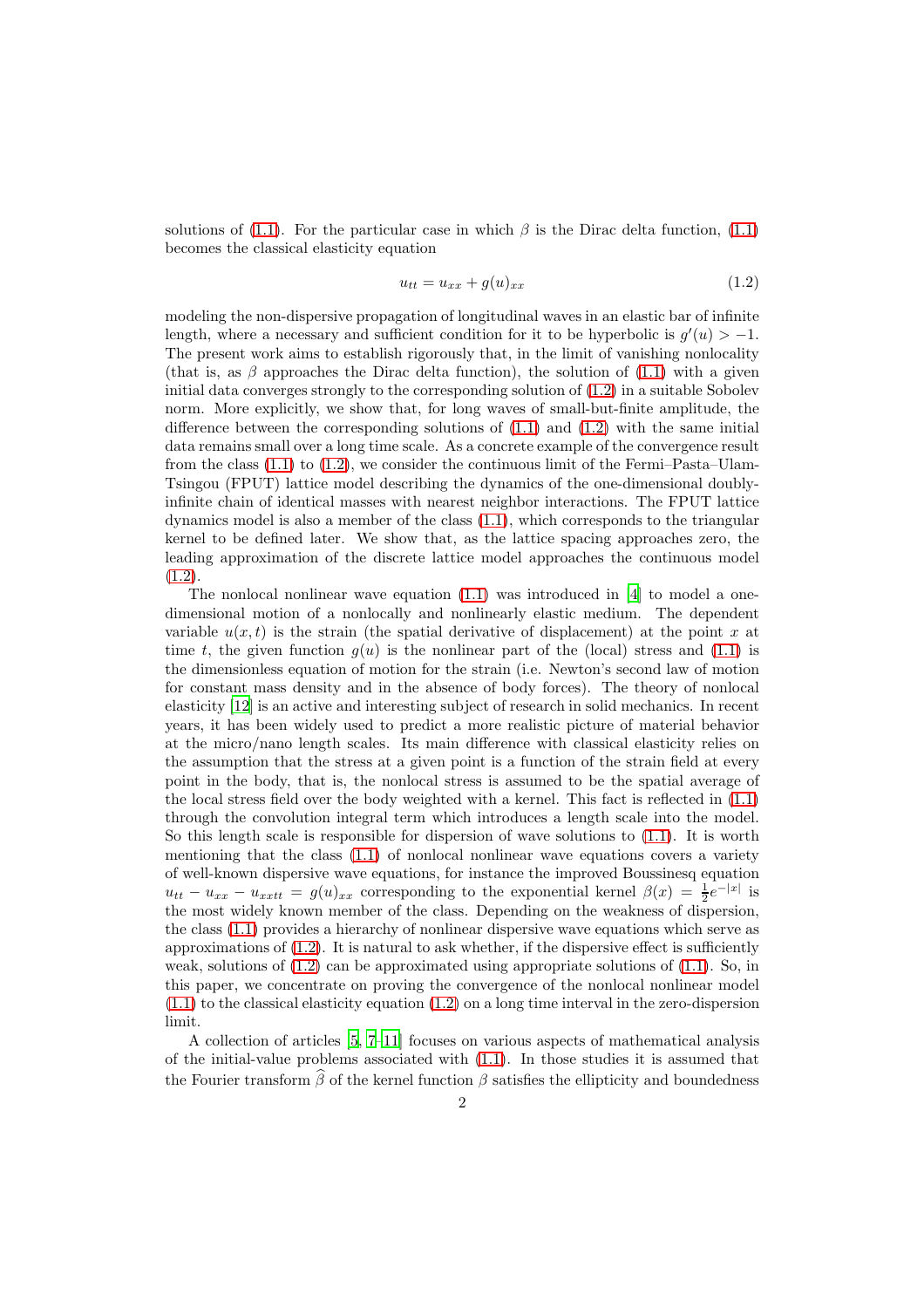solutions of (1.1). For the particular case in which $\beta$ is the Dirac delta function, (1.1) becomes the classical elasticity equation

$$u_{tt} = u_{xx} + g(u)_{xx} \tag{1.2}$$

modeling the non-dispersive propagation of longitudinal waves in an elastic bar of infinite length, where a necessary and sufficient condition for it to be hyperbolic is $g'(u) > -1$. The present work aims to establish rigorously that, in the limit of vanishing nonlocality (that is, as $\beta$ approaches the Dirac delta function), the solution of (1.1) with a given initial data converges strongly to the corresponding solution of (1.2) in a suitable Sobolev norm. More explicitly, we show that, for long waves of small-but-finite amplitude, the difference between the corresponding solutions of (1.1) and (1.2) with the same initial data remains small over a long time scale. As a concrete example of the convergence result from the class (1.1) to (1.2), we consider the continuous limit of the Fermi–Pasta–Ulam-Tsingou (FPUT) lattice model describing the dynamics of the one-dimensional doubly-infinite chain of identical masses with nearest neighbor interactions. The FPUT lattice dynamics model is also a member of the class (1.1), which corresponds to the triangular kernel to be defined later. We show that, as the lattice spacing approaches zero, the leading approximation of the discrete lattice model approaches the continuous model (1.2).

The nonlocal nonlinear wave equation (1.1) was introduced in [4] to model a one-dimensional motion of a nonlocally and nonlinearly elastic medium. The dependent variable $u(x,t)$ is the strain (the spatial derivative of displacement) at the point $x$ at time $t$, the given function $g(u)$ is the nonlinear part of the (local) stress and (1.1) is the dimensionless equation of motion for the strain (i.e. Newton's second law of motion for constant mass density and in the absence of body forces). The theory of nonlocal elasticity [12] is an active and interesting subject of research in solid mechanics. In recent years, it has been widely used to predict a more realistic picture of material behavior at the micro/nano length scales. Its main difference with classical elasticity relies on the assumption that the stress at a given point is a function of the strain field at every point in the body, that is, the nonlocal stress is assumed to be the spatial average of the local stress field over the body weighted with a kernel. This fact is reflected in (1.1) through the convolution integral term which introduces a length scale into the model. So this length scale is responsible for dispersion of wave solutions to (1.1). It is worth mentioning that the class (1.1) of nonlocal nonlinear wave equations covers a variety of well-known dispersive wave equations, for instance the improved Boussinesq equation $u_{tt} - u_{xx} - u_{xxtt} = g(u)_{xx}$ corresponding to the exponential kernel $\beta(x) = \frac{1}{2}e^{-|x|}$ is the most widely known member of the class. Depending on the weakness of dispersion, the class (1.1) provides a hierarchy of nonlinear dispersive wave equations which serve as approximations of (1.2). It is natural to ask whether, if the dispersive effect is sufficiently weak, solutions of (1.2) can be approximated using appropriate solutions of (1.1). So, in this paper, we concentrate on proving the convergence of the nonlocal nonlinear model (1.1) to the classical elasticity equation (1.2) on a long time interval in the zero-dispersion limit.

A collection of articles [5, 7–11] focuses on various aspects of mathematical analysis of the initial-value problems associated with (1.1). In those studies it is assumed that the Fourier transform $\widehat{\beta}$ of the kernel function $\beta$ satisfies the ellipticity and boundedness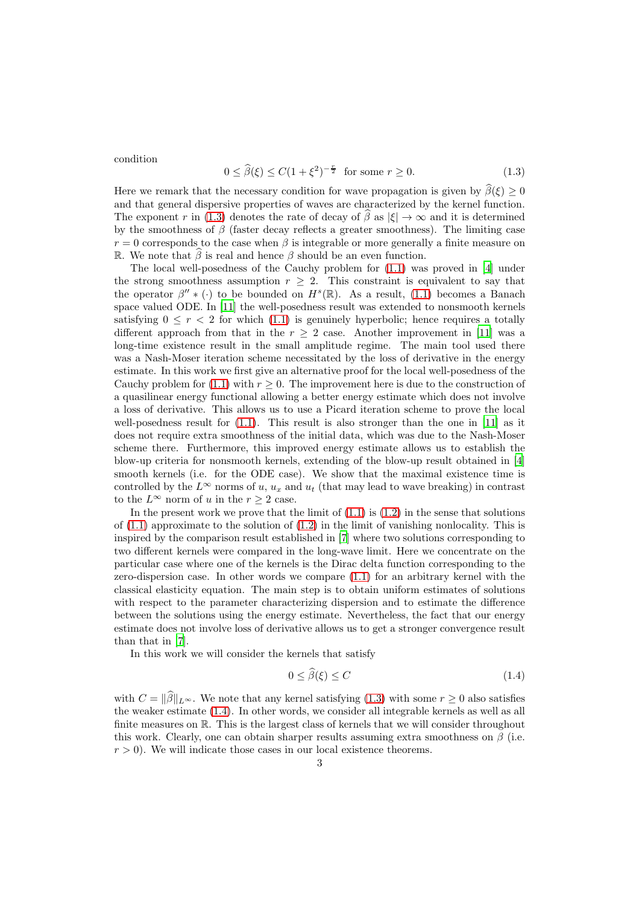condition

$$0 \leq \widehat{\beta}(\xi) \leq C(1+\xi^2)^{-\frac{r}{2}} \quad \text{for some } r \geq 0. \tag{1.3}$$

Here we remark that the necessary condition for wave propagation is given by $\widehat{\beta}(\xi) \geq 0$ and that general dispersive properties of waves are characterized by the kernel function. The exponent $r$ in (1.3) denotes the rate of decay of $\widehat{\beta}$ as $|\xi| \to \infty$ and it is determined by the smoothness of $\beta$ (faster decay reflects a greater smoothness). The limiting case $r = 0$ corresponds to the case when $\beta$ is integrable or more generally a finite measure on $\mathbb{R}$. We note that $\widehat{\beta}$ is real and hence $\beta$ should be an even function.

The local well-posedness of the Cauchy problem for (1.1) was proved in [4] under the strong smoothness assumption $r \geq 2$. This constraint is equivalent to say that the operator $\beta'' * (\cdot)$ to be bounded on $H^s(\mathbb{R})$. As a result, (1.1) becomes a Banach space valued ODE. In [11] the well-posedness result was extended to nonsmooth kernels satisfying $0 \leq r < 2$ for which (1.1) is genuinely hyperbolic; hence requires a totally different approach from that in the $r \geq 2$ case. Another improvement in [11] was a long-time existence result in the small amplitude regime. The main tool used there was a Nash-Moser iteration scheme necessitated by the loss of derivative in the energy estimate. In this work we first give an alternative proof for the local well-posedness of the Cauchy problem for (1.1) with $r \geq 0$. The improvement here is due to the construction of a quasilinear energy functional allowing a better energy estimate which does not involve a loss of derivative. This allows us to use a Picard iteration scheme to prove the local well-posedness result for (1.1). This result is also stronger than the one in [11] as it does not require extra smoothness of the initial data, which was due to the Nash-Moser scheme there. Furthermore, this improved energy estimate allows us to establish the blow-up criteria for nonsmooth kernels, extending of the blow-up result obtained in [4] smooth kernels (i.e. for the ODE case). We show that the maximal existence time is controlled by the $L^\infty$ norms of $u$, $u_x$ and $u_t$ (that may lead to wave breaking) in contrast to the $L^\infty$ norm of $u$ in the $r \geq 2$ case.

In the present work we prove that the limit of (1.1) is (1.2) in the sense that solutions of (1.1) approximate to the solution of (1.2) in the limit of vanishing nonlocality. This is inspired by the comparison result established in [7] where two solutions corresponding to two different kernels were compared in the long-wave limit. Here we concentrate on the particular case where one of the kernels is the Dirac delta function corresponding to the zero-dispersion case. In other words we compare (1.1) for an arbitrary kernel with the classical elasticity equation. The main step is to obtain uniform estimates of solutions with respect to the parameter characterizing dispersion and to estimate the difference between the solutions using the energy estimate. Nevertheless, the fact that our energy estimate does not involve loss of derivative allows us to get a stronger convergence result than that in [7].

In this work we will consider the kernels that satisfy

$$0 \leq \widehat{\beta}(\xi) \leq C \tag{1.4}$$

with $C = \|\widehat{\beta}\|_{L^\infty}$. We note that any kernel satisfying (1.3) with some $r \geq 0$ also satisfies the weaker estimate (1.4). In other words, we consider all integrable kernels as well as all finite measures on $\mathbb{R}$. This is the largest class of kernels that we will consider throughout this work. Clearly, one can obtain sharper results assuming extra smoothness on $\beta$ (i.e. $r > 0$). We will indicate those cases in our local existence theorems.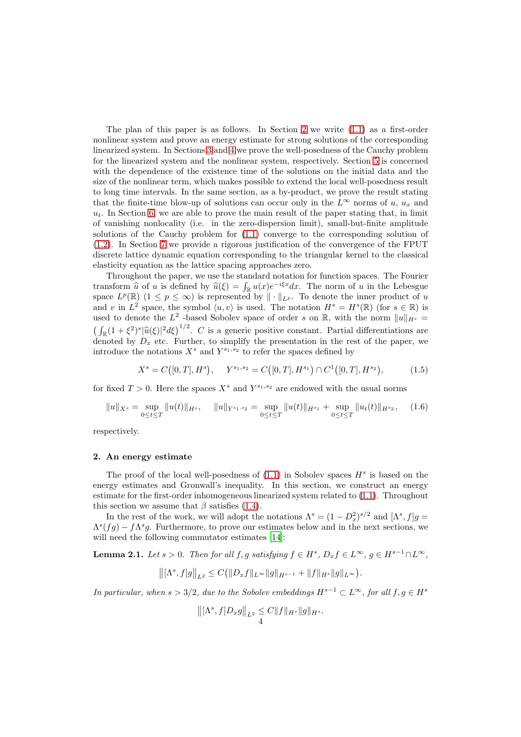The plan of this paper is as follows. In Section 2 we write (1.1) as a first-order nonlinear system and prove an energy estimate for strong solutions of the corresponding linearized system. In Sections 3 and 4 we prove the well-posedness of the Cauchy problem for the linearized system and the nonlinear system, respectively. Section 5 is concerned with the dependence of the existence time of the solutions on the initial data and the size of the nonlinear term, which makes possible to extend the local well-posedness result to long time intervals. In the same section, as a by-product, we prove the result stating that the finite-time blow-up of solutions can occur only in the $L^\infty$ norms of $u$, $u_x$ and $u_t$. In Section 6, we are able to prove the main result of the paper stating that, in limit of vanishing nonlocality (i.e. in the zero-dispersion limit), small-but-finite amplitude solutions of the Cauchy problem for (1.1) converge to the corresponding solution of (1.2). In Section 7 we provide a rigorous justification of the convergence of the FPUT discrete lattice dynamic equation corresponding to the triangular kernel to the classical elasticity equation as the lattice spacing approaches zero.

Throughout the paper, we use the standard notation for function spaces. The Fourier transform $\widehat{u}$ of $u$ is defined by $\widehat{u}(\xi) = \int_{\mathbb{R}} u(x)e^{-i\xi x}dx$. The norm of $u$ in the Lebesgue space $L^p(\mathbb{R})$ ($1 \le p \le \infty$) is represented by $\|\cdot\|_{L^p}$. To denote the inner product of $u$ and $v$ in $L^2$ space, the symbol $\langle u, v\rangle$ is used. The notation $H^s = H^s(\mathbb{R})$ (for $s \in \mathbb{R}$) is used to denote the $L^2$ -based Sobolev space of order $s$ on $\mathbb{R}$, with the norm $\|u\|_{H^s} = \big(\int_{\mathbb{R}}(1+\xi^2)^s|\widehat{u}(\xi)|^2 d\xi\big)^{1/2}$. $C$ is a generic positive constant. Partial differentiations are denoted by $D_x$ etc. Further, to simplify the presentation in the rest of the paper, we introduce the notations $X^s$ and $Y^{s_1,s_2}$ to refer the spaces defined by

$$X^s = C\big([0,T], H^s\big), \qquad Y^{s_1,s_2} = C\big([0,T], H^{s_1}\big) \cap C^1\big([0,T], H^{s_2}\big), \tag{1.5}$$

for fixed $T > 0$. Here the spaces $X^s$ and $Y^{s_1,s_2}$ are endowed with the usual norms

$$\|u\|_{X^s} = \sup_{0\le t\le T}\|u(t)\|_{H^s}, \qquad \|u\|_{Y^{s_1,s_2}} = \sup_{0\le t\le T}\|u(t)\|_{H^{s_1}} + \sup_{0\le t\le T}\|u_t(t)\|_{H^{s_2}}, \tag{1.6}$$

respectively.

## 2. An energy estimate

The proof of the local well-posedness of (1.1) in Sobolev spaces $H^s$ is based on the energy estimates and Gronwall's inequality. In this section, we construct an energy estimate for the first-order inhomogeneous linearized system related to (1.1). Throughout this section we assume that $\beta$ satisfies (1.4).

In the rest of the work, we will adopt the notations $\Lambda^s = (1 - D_x^2)^{s/2}$ and $[\Lambda^s, f]g = \Lambda^s(fg) - f\Lambda^s g$. Furthermore, to prove our estimates below and in the next sections, we will need the following commutator estimates [14]:

**Lemma 2.1.** *Let $s > 0$. Then for all $f, g$ satisfying $f \in H^s$, $D_x f \in L^\infty$, $g \in H^{s-1} \cap L^\infty$,*

$$\big\|[\Lambda^s, f]g\big\|_{L^2} \le C\big(\|D_x f\|_{L^\infty}\|g\|_{H^{s-1}} + \|f\|_{H^s}\|g\|_{L^\infty}\big).$$

*In particular, when $s > 3/2$, due to the Sobolev embeddings $H^{s-1} \subset L^\infty$, for all $f, g \in H^s$*

$$\big\|[\Lambda^s, f]D_x g\big\|_{L^2} \le C\|f\|_{H^s}\|g\|_{H^s}.$$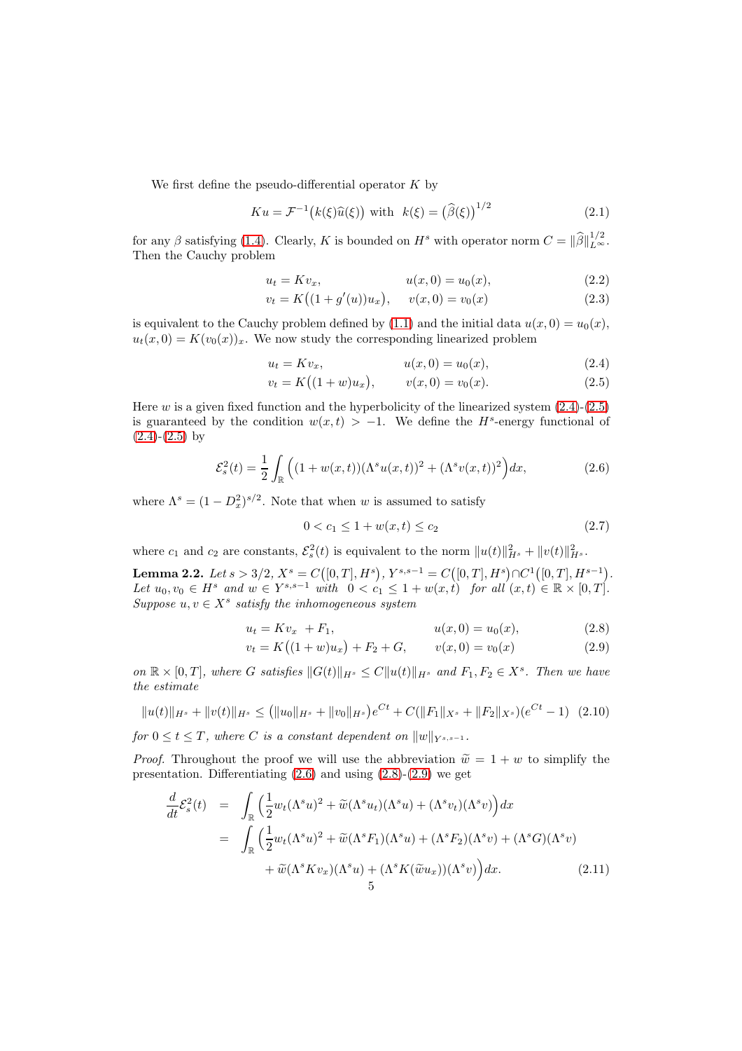We first define the pseudo-differential operator $K$ by

$$Ku = \mathcal{F}^{-1}\big(k(\xi)\widehat{u}(\xi)\big) \text{ with } \ k(\xi) = \big(\widehat{\beta}(\xi)\big)^{1/2} \tag{2.1}$$

for any $\beta$ satisfying (1.4). Clearly, $K$ is bounded on $H^s$ with operator norm $C = \|\widehat{\beta}\|_{L^\infty}^{1/2}$. Then the Cauchy problem

$$u_t = Kv_x, \qquad\qquad u(x,0) = u_0(x), \tag{2.2}$$

$$v_t = K\big((1+g'(u))u_x\big), \quad v(x,0) = v_0(x) \tag{2.3}$$

is equivalent to the Cauchy problem defined by (1.1) and the initial data $u(x,0) = u_0(x)$, $u_t(x,0) = K(v_0(x))_x$. We now study the corresponding linearized problem

$$u_t = Kv_x, \qquad\qquad u(x,0) = u_0(x), \tag{2.4}$$

$$v_t = K\big((1+w)u_x\big), \qquad v(x,0) = v_0(x). \tag{2.5}$$

Here $w$ is a given fixed function and the hyperbolicity of the linearized system (2.4)-(2.5) is guaranteed by the condition $w(x,t) > -1$. We define the $H^s$-energy functional of (2.4)-(2.5) by

$$\mathcal{E}_s^2(t) = \frac{1}{2}\int_{\mathbb{R}} \Big((1+w(x,t))(\Lambda^s u(x,t))^2 + (\Lambda^s v(x,t))^2\Big)dx, \tag{2.6}$$

where $\Lambda^s = (1-D_x^2)^{s/2}$. Note that when $w$ is assumed to satisfy

$$0 < c_1 \le 1 + w(x,t) \le c_2 \tag{2.7}$$

where $c_1$ and $c_2$ are constants, $\mathcal{E}_s^2(t)$ is equivalent to the norm $\|u(t)\|_{H^s}^2 + \|v(t)\|_{H^s}^2$.

**Lemma 2.2.** *Let $s > 3/2$, $X^s = C\big([0,T], H^s\big)$, $Y^{s,s-1} = C\big([0,T], H^s\big) \cap C^1\big([0,T], H^{s-1}\big)$. Let $u_0, v_0 \in H^s$ and $w \in Y^{s,s-1}$ with $0 < c_1 \le 1 + w(x,t)$ for all $(x,t) \in \mathbb{R}\times[0,T]$. Suppose $u, v \in X^s$ satisfy the inhomogeneous system*

$$u_t = Kv_x \ + F_1, \qquad\qquad u(x,0) = u_0(x), \tag{2.8}$$

$$v_t = K\big((1+w)u_x\big) + F_2 + G, \qquad v(x,0) = v_0(x) \tag{2.9}$$

*on $\mathbb{R}\times[0,T]$, where $G$ satisfies $\|G(t)\|_{H^s} \le C\|u(t)\|_{H^s}$ and $F_1, F_2 \in X^s$. Then we have the estimate*

$$\|u(t)\|_{H^s} + \|v(t)\|_{H^s} \le \big(\|u_0\|_{H^s} + \|v_0\|_{H^s}\big)e^{Ct} + C(\|F_1\|_{X^s} + \|F_2\|_{X^s})(e^{Ct} - 1) \tag{2.10}$$

*for $0 \le t \le T$, where $C$ is a constant dependent on $\|w\|_{Y^{s,s-1}}$.*

*Proof.* Throughout the proof we will use the abbreviation $\widetilde{w} = 1 + w$ to simplify the presentation. Differentiating (2.6) and using (2.8)-(2.9) we get

$$\begin{aligned}
\frac{d}{dt}\mathcal{E}_s^2(t) &= \int_{\mathbb{R}} \Big(\frac{1}{2}w_t(\Lambda^s u)^2 + \widetilde{w}(\Lambda^s u_t)(\Lambda^s u) + (\Lambda^s v_t)(\Lambda^s v)\Big)dx \\
&= \int_{\mathbb{R}} \Big(\frac{1}{2}w_t(\Lambda^s u)^2 + \widetilde{w}(\Lambda^s F_1)(\Lambda^s u) + (\Lambda^s F_2)(\Lambda^s v) + (\Lambda^s G)(\Lambda^s v) \\
&\qquad + \widetilde{w}(\Lambda^s K v_x)(\Lambda^s u) + (\Lambda^s K(\widetilde{w}u_x))(\Lambda^s v)\Big)dx. 
\end{aligned} \tag{2.11}$$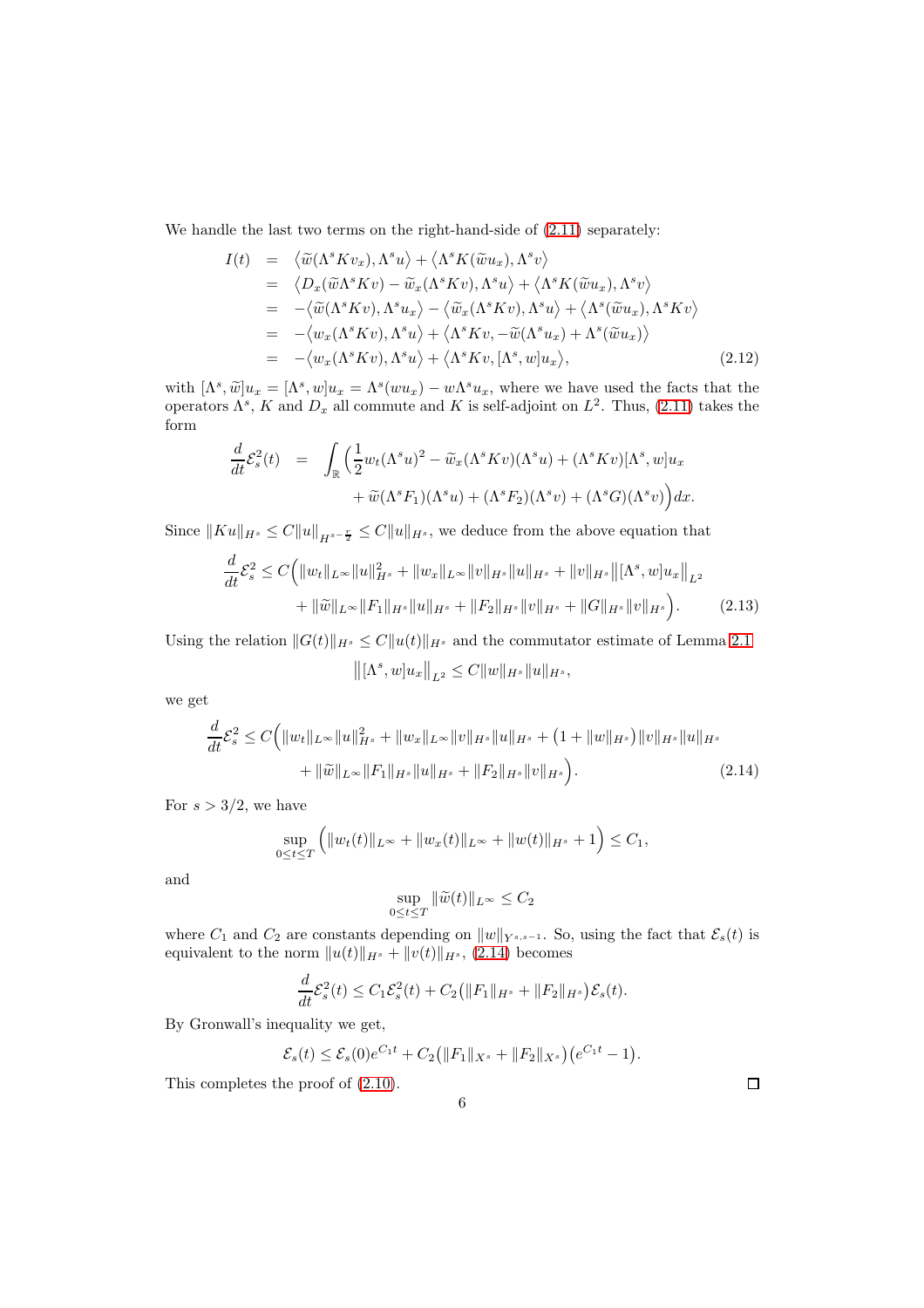We handle the last two terms on the right-hand-side of (2.11) separately:

$$
\begin{aligned}
I(t) &= \big\langle \widetilde{w}(\Lambda^s K v_x), \Lambda^s u\big\rangle + \big\langle \Lambda^s K(\widetilde{w} u_x), \Lambda^s v\big\rangle \\
&= \big\langle D_x(\widetilde{w}\Lambda^s K v) - \widetilde{w}_x(\Lambda^s K v), \Lambda^s u\big\rangle + \big\langle \Lambda^s K(\widetilde{w} u_x), \Lambda^s v\big\rangle \\
&= -\big\langle \widetilde{w}(\Lambda^s K v), \Lambda^s u_x\big\rangle - \big\langle \widetilde{w}_x(\Lambda^s K v), \Lambda^s u\big\rangle + \big\langle \Lambda^s (\widetilde{w} u_x), \Lambda^s K v\big\rangle \\
&= -\big\langle w_x(\Lambda^s K v), \Lambda^s u\big\rangle + \big\langle \Lambda^s K v, -\widetilde{w}(\Lambda^s u_x) + \Lambda^s(\widetilde{w} u_x)\big\rangle \\
&= -\big\langle w_x(\Lambda^s K v), \Lambda^s u\big\rangle + \big\langle \Lambda^s K v, [\Lambda^s, w] u_x\big\rangle,
\end{aligned}
\tag{2.12}
$$

with $[\Lambda^s, \widetilde{w}]u_x = [\Lambda^s, w]u_x = \Lambda^s(w u_x) - w\Lambda^s u_x$, where we have used the facts that the operators $\Lambda^s$, $K$ and $D_x$ all commute and $K$ is self-adjoint on $L^2$. Thus, (2.11) takes the form

$$
\begin{aligned}
\frac{d}{dt}\mathcal{E}_s^2(t) &= \int_{\mathbb{R}} \Big(\frac{1}{2} w_t (\Lambda^s u)^2 - \widetilde{w}_x(\Lambda^s K v)(\Lambda^s u) + (\Lambda^s K v)[\Lambda^s, w]u_x \\
&\qquad + \widetilde{w}(\Lambda^s F_1)(\Lambda^s u) + (\Lambda^s F_2)(\Lambda^s v) + (\Lambda^s G)(\Lambda^s v)\Big) dx.
\end{aligned}
$$

Since $\|Ku\|_{H^s} \le C\|u\|_{H^{s-\frac{r}{2}}} \le C\|u\|_{H^s}$, we deduce from the above equation that

$$
\begin{aligned}
\frac{d}{dt}\mathcal{E}_s^2 \le C\Big(&\|w_t\|_{L^\infty}\|u\|_{H^s}^2 + \|w_x\|_{L^\infty}\|v\|_{H^s}\|u\|_{H^s} + \|v\|_{H^s}\big\|[\Lambda^s, w]u_x\big\|_{L^2} \\
&+ \|\widetilde{w}\|_{L^\infty}\|F_1\|_{H^s}\|u\|_{H^s} + \|F_2\|_{H^s}\|v\|_{H^s} + \|G\|_{H^s}\|v\|_{H^s}\Big).
\end{aligned}
\tag{2.13}
$$

Using the relation $\|G(t)\|_{H^s} \le C\|u(t)\|_{H^s}$ and the commutator estimate of Lemma 2.1

$$
\big\|[\Lambda^s, w]u_x\big\|_{L^2} \le C\|w\|_{H^s}\|u\|_{H^s},
$$

we get

$$
\begin{aligned}
\frac{d}{dt}\mathcal{E}_s^2 \le C\Big(&\|w_t\|_{L^\infty}\|u\|_{H^s}^2 + \|w_x\|_{L^\infty}\|v\|_{H^s}\|u\|_{H^s} + \big(1 + \|w\|_{H^s}\big)\|v\|_{H^s}\|u\|_{H^s} \\
&+ \|\widetilde{w}\|_{L^\infty}\|F_1\|_{H^s}\|u\|_{H^s} + \|F_2\|_{H^s}\|v\|_{H^s}\Big).
\end{aligned}
\tag{2.14}
$$

For $s > 3/2$, we have

$$
\sup_{0\le t\le T}\Big(\|w_t(t)\|_{L^\infty} + \|w_x(t)\|_{L^\infty} + \|w(t)\|_{H^s} + 1\Big) \le C_1,
$$

and

$$
\sup_{0\le t\le T}\|\widetilde{w}(t)\|_{L^\infty} \le C_2
$$

where $C_1$ and $C_2$ are constants depending on $\|w\|_{Y^{s,s-1}}$. So, using the fact that $\mathcal{E}_s(t)$ is equivalent to the norm $\|u(t)\|_{H^s} + \|v(t)\|_{H^s}$, (2.14) becomes

$$
\frac{d}{dt}\mathcal{E}_s^2(t) \le C_1\mathcal{E}_s^2(t) + C_2\big(\|F_1\|_{H^s} + \|F_2\|_{H^s}\big)\mathcal{E}_s(t).
$$

By Gronwall's inequality we get,

$$
\mathcal{E}_s(t) \le \mathcal{E}_s(0)e^{C_1 t} + C_2\big(\|F_1\|_{X^s} + \|F_2\|_{X^s}\big)\big(e^{C_1 t} - 1\big).
$$

This completes the proof of (2.10). $\square$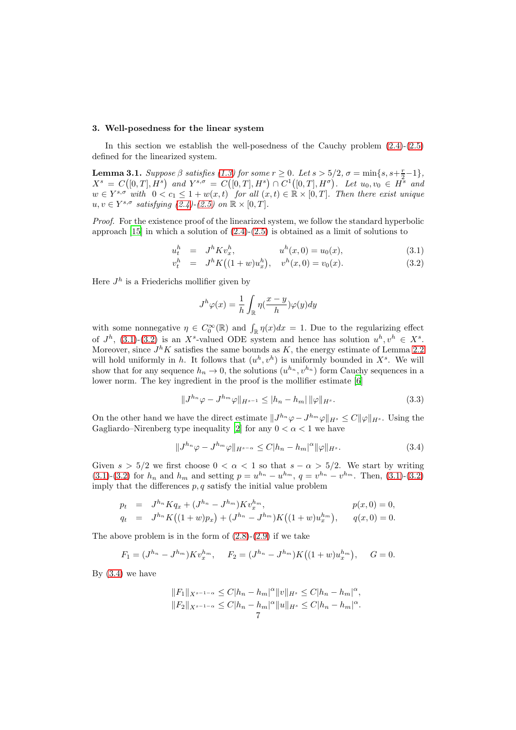## 3. Well-posedness for the linear system

In this section we establish the well-posedness of the Cauchy problem (2.4)-(2.5) defined for the linearized system.

**Lemma 3.1.** *Suppose $\beta$ satisfies (1.3) for some $r \geq 0$. Let $s > 5/2$, $\sigma = \min\{s, s+\frac{r}{2}-1\}$, $X^s = C([0,T], H^s)$ and $Y^{s,\sigma} = C([0,T], H^s) \cap C^1([0,T], H^\sigma)$. Let $u_0, v_0 \in H^s$ and $w \in Y^{s,\sigma}$ with $0 < c_1 \leq 1 + w(x,t)$ for all $(x,t) \in \mathbb{R} \times [0,T]$. Then there exist unique $u, v \in Y^{s,\sigma}$ satisfying (2.4)-(2.5) on $\mathbb{R} \times [0,T]$.*

*Proof.* For the existence proof of the linearized system, we follow the standard hyperbolic approach [15] in which a solution of (2.4)-(2.5) is obtained as a limit of solutions to

$$u_t^h = J^h K v_x^h, \qquad u^h(x,0) = u_0(x), \tag{3.1}$$

$$v_t^h = J^h K\big((1+w)u_x^h\big), \quad v^h(x,0) = v_0(x). \tag{3.2}$$

Here $J^h$ is a Friederichs mollifier given by

$$J^h \varphi(x) = \frac{1}{h} \int_{\mathbb{R}} \eta\Big(\frac{x-y}{h}\Big)\varphi(y)dy$$

with some nonnegative $\eta \in C_0^\infty(\mathbb{R})$ and $\int_{\mathbb{R}} \eta(x)dx = 1$. Due to the regularizing effect of $J^h$, (3.1)-(3.2) is an $X^s$-valued ODE system and hence has solution $u^h, v^h \in X^s$. Moreover, since $J^h K$ satisfies the same bounds as $K$, the energy estimate of Lemma 2.2 will hold uniformly in $h$. It follows that $(u^h, v^h)$ is uniformly bounded in $X^s$. We will show that for any sequence $h_n \to 0$, the solutions $(u^{h_n}, v^{h_n})$ form Cauchy sequences in a lower norm. The key ingredient in the proof is the mollifier estimate [6]

$$\|J^{h_n}\varphi - J^{h_m}\varphi\|_{H^{s-1}} \leq |h_n - h_m|\, \|\varphi\|_{H^s}. \tag{3.3}$$

On the other hand we have the direct estimate $\|J^{h_n}\varphi - J^{h_m}\varphi\|_{H^s} \leq C\|\varphi\|_{H^s}$. Using the Gagliardo–Nirenberg type inequality [2] for any $0 < \alpha < 1$ we have

$$\|J^{h_n}\varphi - J^{h_m}\varphi\|_{H^{s-\alpha}} \leq C|h_n - h_m|^\alpha \|\varphi\|_{H^s}. \tag{3.4}$$

Given $s > 5/2$ we first choose $0 < \alpha < 1$ so that $s - \alpha > 5/2$. We start by writing (3.1)-(3.2) for $h_n$ and $h_m$ and setting $p = u^{h_n} - u^{h_m}$, $q = v^{h_n} - v^{h_m}$. Then, (3.1)-(3.2) imply that the differences $p, q$ satisfy the initial value problem

$$p_t = J^{h_n} K q_x + (J^{h_n} - J^{h_m}) K v_x^{h_m}, \qquad p(x,0) = 0,$$

$$q_t = J^{h_n} K\big((1+w)p_x\big) + (J^{h_n} - J^{h_m}) K\big((1+w)u_x^{h_m}\big), \qquad q(x,0) = 0.$$

The above problem is in the form of (2.8)-(2.9) if we take

$$F_1 = (J^{h_n} - J^{h_m}) K v_x^{h_m}, \quad F_2 = (J^{h_n} - J^{h_m}) K\big((1+w)u_x^{h_m}\big), \quad G = 0.$$

By (3.4) we have

$$\|F_1\|_{X^{s-1-\alpha}} \leq C|h_n - h_m|^\alpha \|v\|_{H^s} \leq C|h_n - h_m|^\alpha,$$

$$\|F_2\|_{X^{s-1-\alpha}} \leq C|h_n - h_m|^\alpha \|u\|_{H^s} \leq C|h_n - h_m|^\alpha.$$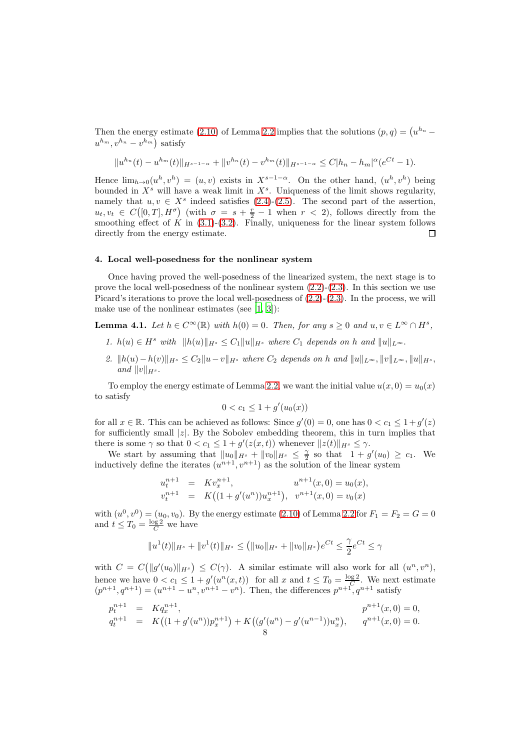Then the energy estimate (2.10) of Lemma 2.2 implies that the solutions $(p,q) = \big(u^{h_n} - u^{h_m}, v^{h_n} - v^{h_m}\big)$ satisfy

$$\|u^{h_n}(t) - u^{h_m}(t)\|_{H^{s-1-\alpha}} + \|v^{h_n}(t) - v^{h_m}(t)\|_{H^{s-1-\alpha}} \leq C|h_n - h_m|^{\alpha}(e^{Ct} - 1).$$

Hence $\lim_{h\to 0}(u^h, v^h) = (u,v)$ exists in $X^{s-1-\alpha}$. On the other hand, $(u^h, v^h)$ being bounded in $X^s$ will have a weak limit in $X^s$. Uniqueness of the limit shows regularity, namely that $u, v \in X^s$ indeed satisfies (2.4)-(2.5). The second part of the assertion, $u_t, v_t \in C\big([0,T], H^\sigma\big)$ (with $\sigma = s + \frac{r}{2} - 1$ when $r < 2$), follows directly from the smoothing effect of $K$ in (3.1)-(3.2). Finally, uniqueness for the linear system follows directly from the energy estimate. □

## 4. Local well-posedness for the nonlinear system

Once having proved the well-posedness of the linearized system, the next stage is to prove the local well-posedness of the nonlinear system (2.2)-(2.3). In this section we use Picard's iterations to prove the local well-posedness of (2.2)-(2.3). In the process, we will make use of the nonlinear estimates (see [1, 3]):

**Lemma 4.1.** *Let $h \in C^\infty(\mathbb{R})$ with $h(0) = 0$. Then, for any $s \geq 0$ and $u, v \in L^\infty \cap H^s$,*

1. *$h(u) \in H^s$ with $\|h(u)\|_{H^s} \leq C_1\|u\|_{H^s}$ where $C_1$ depends on $h$ and $\|u\|_{L^\infty}$.*
2. *$\|h(u) - h(v)\|_{H^s} \leq C_2\|u - v\|_{H^s}$ where $C_2$ depends on $h$ and $\|u\|_{L^\infty}, \|v\|_{L^\infty}, \|u\|_{H^s}$, and $\|v\|_{H^s}$.*

To employ the energy estimate of Lemma 2.2, we want the initial value $u(x,0) = u_0(x)$ to satisfy

$$0 < c_1 \leq 1 + g'(u_0(x))$$

for all $x \in \mathbb{R}$. This can be achieved as follows: Since $g'(0) = 0$, one has $0 < c_1 \leq 1 + g'(z)$ for sufficiently small $|z|$. By the Sobolev embedding theorem, this in turn implies that there is some $\gamma$ so that $0 < c_1 \leq 1 + g'(z(x,t))$ whenever $\|z(t)\|_{H^s} \leq \gamma$.

We start by assuming that $\|u_0\|_{H^s} + \|v_0\|_{H^s} \leq \frac{\gamma}{2}$ so that $1 + g'(u_0) \geq c_1$. We inductively define the iterates $(u^{n+1}, v^{n+1})$ as the solution of the linear system

$$\begin{aligned}
u_t^{n+1} &= Kv_x^{n+1}, & u^{n+1}(x,0) &= u_0(x), \\
v_t^{n+1} &= K\big((1 + g'(u^n))u_x^{n+1}\big), & v^{n+1}(x,0) &= v_0(x)
\end{aligned}$$

with $(u^0, v^0) = (u_0, v_0)$. By the energy estimate (2.10) of Lemma 2.2 for $F_1 = F_2 = G = 0$ and $t \leq T_0 = \frac{\log 2}{C}$ we have

$$\|u^1(t)\|_{H^s} + \|v^1(t)\|_{H^s} \leq \big(\|u_0\|_{H^s} + \|v_0\|_{H^s}\big)e^{Ct} \leq \frac{\gamma}{2}e^{Ct} \leq \gamma$$

with $C = C\big(\|g'(u_0)\|_{H^s}\big) \leq C(\gamma)$. A similar estimate will also work for all $(u^n, v^n)$, hence we have $0 < c_1 \leq 1 + g'(u^n(x,t))$ for all $x$ and $t \leq T_0 = \frac{\log 2}{C}$. We next estimate $(p^{n+1}, q^{n+1}) = (u^{n+1} - u^n, v^{n+1} - v^n)$. Then, the differences $p^{n+1}, q^{n+1}$ satisfy

$$\begin{aligned}
p_t^{n+1} &= Kq_x^{n+1}, & p^{n+1}(x,0) &= 0, \\
q_t^{n+1} &= K\big((1 + g'(u^n))p_x^{n+1}\big) + K\big((g'(u^n) - g'(u^{n-1}))u_x^n\big), & q^{n+1}(x,0) &= 0.
\end{aligned}$$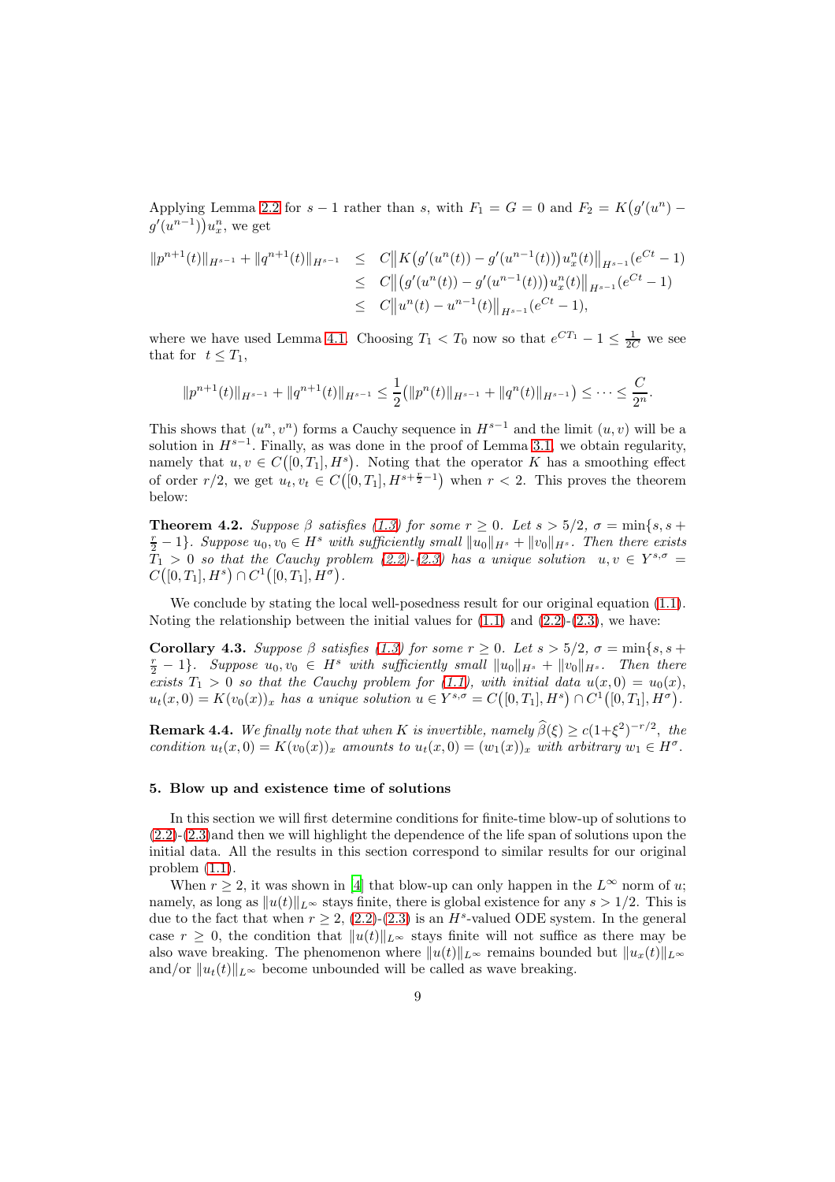Applying Lemma 2.2 for $s-1$ rather than $s$, with $F_1 = G = 0$ and $F_2 = K\big(g'(u^n) - g'(u^{n-1})\big)u_x^n$, we get

$$
\begin{aligned}
\|p^{n+1}(t)\|_{H^{s-1}} + \|q^{n+1}(t)\|_{H^{s-1}} &\leq C\big\|K\big(g'(u^n(t)) - g'(u^{n-1}(t))\big)u_x^n(t)\big\|_{H^{s-1}}(e^{Ct}-1) \\
&\leq C\big\|\big(g'(u^n(t)) - g'(u^{n-1}(t))\big)u_x^n(t)\big\|_{H^{s-1}}(e^{Ct}-1) \\
&\leq C\big\|u^n(t) - u^{n-1}(t)\big\|_{H^{s-1}}(e^{Ct}-1),
\end{aligned}
$$

where we have used Lemma 4.1. Choosing $T_1 < T_0$ now so that $e^{CT_1} - 1 \leq \frac{1}{2C}$ we see that for $t \leq T_1$,

$$
\|p^{n+1}(t)\|_{H^{s-1}} + \|q^{n+1}(t)\|_{H^{s-1}} \leq \frac{1}{2}\big(\|p^n(t)\|_{H^{s-1}} + \|q^n(t)\|_{H^{s-1}}\big) \leq \cdots \leq \frac{C}{2^n}.
$$

This shows that $(u^n, v^n)$ forms a Cauchy sequence in $H^{s-1}$ and the limit $(u,v)$ will be a solution in $H^{s-1}$. Finally, as was done in the proof of Lemma 3.1, we obtain regularity, namely that $u, v \in C\big([0,T_1], H^s\big)$. Noting that the operator $K$ has a smoothing effect of order $r/2$, we get $u_t, v_t \in C\big([0,T_1], H^{s+\frac{r}{2}-1}\big)$ when $r < 2$. This proves the theorem below:

**Theorem 4.2.** *Suppose $\beta$ satisfies (1.3) for some $r \geq 0$. Let $s > 5/2$, $\sigma = \min\{s, s + \frac{r}{2} - 1\}$. Suppose $u_0, v_0 \in H^s$ with sufficiently small $\|u_0\|_{H^s} + \|v_0\|_{H^s}$. Then there exists $T_1 > 0$ so that the Cauchy problem (2.2)-(2.3) has a unique solution $u, v \in Y^{s,\sigma} = C\big([0,T_1], H^s\big) \cap C^1\big([0,T_1], H^\sigma\big)$.*

We conclude by stating the local well-posedness result for our original equation (1.1). Noting the relationship between the initial values for (1.1) and (2.2)-(2.3), we have:

**Corollary 4.3.** *Suppose $\beta$ satisfies (1.3) for some $r \geq 0$. Let $s > 5/2$, $\sigma = \min\{s, s + \frac{r}{2} - 1\}$. Suppose $u_0, v_0 \in H^s$ with sufficiently small $\|u_0\|_{H^s} + \|v_0\|_{H^s}$. Then there exists $T_1 > 0$ so that the Cauchy problem for (1.1), with initial data $u(x,0) = u_0(x)$, $u_t(x,0) = K(v_0(x))_x$ has a unique solution $u \in Y^{s,\sigma} = C\big([0,T_1], H^s\big) \cap C^1\big([0,T_1], H^\sigma\big)$.*

**Remark 4.4.** *We finally note that when $K$ is invertible, namely $\widehat{\beta}(\xi) \geq c(1+\xi^2)^{-r/2}$, the condition $u_t(x,0) = K(v_0(x))_x$ amounts to $u_t(x,0) = (w_1(x))_x$ with arbitrary $w_1 \in H^\sigma$.*

## 5. Blow up and existence time of solutions

In this section we will first determine conditions for finite-time blow-up of solutions to (2.2)-(2.3)and then we will highlight the dependence of the life span of solutions upon the initial data. All the results in this section correspond to similar results for our original problem (1.1).

When $r \geq 2$, it was shown in [4] that blow-up can only happen in the $L^\infty$ norm of $u$; namely, as long as $\|u(t)\|_{L^\infty}$ stays finite, there is global existence for any $s > 1/2$. This is due to the fact that when $r \geq 2$, (2.2)-(2.3) is an $H^s$-valued ODE system. In the general case $r \geq 0$, the condition that $\|u(t)\|_{L^\infty}$ stays finite will not suffice as there may be also wave breaking. The phenomenon where $\|u(t)\|_{L^\infty}$ remains bounded but $\|u_x(t)\|_{L^\infty}$ and/or $\|u_t(t)\|_{L^\infty}$ become unbounded will be called as wave breaking.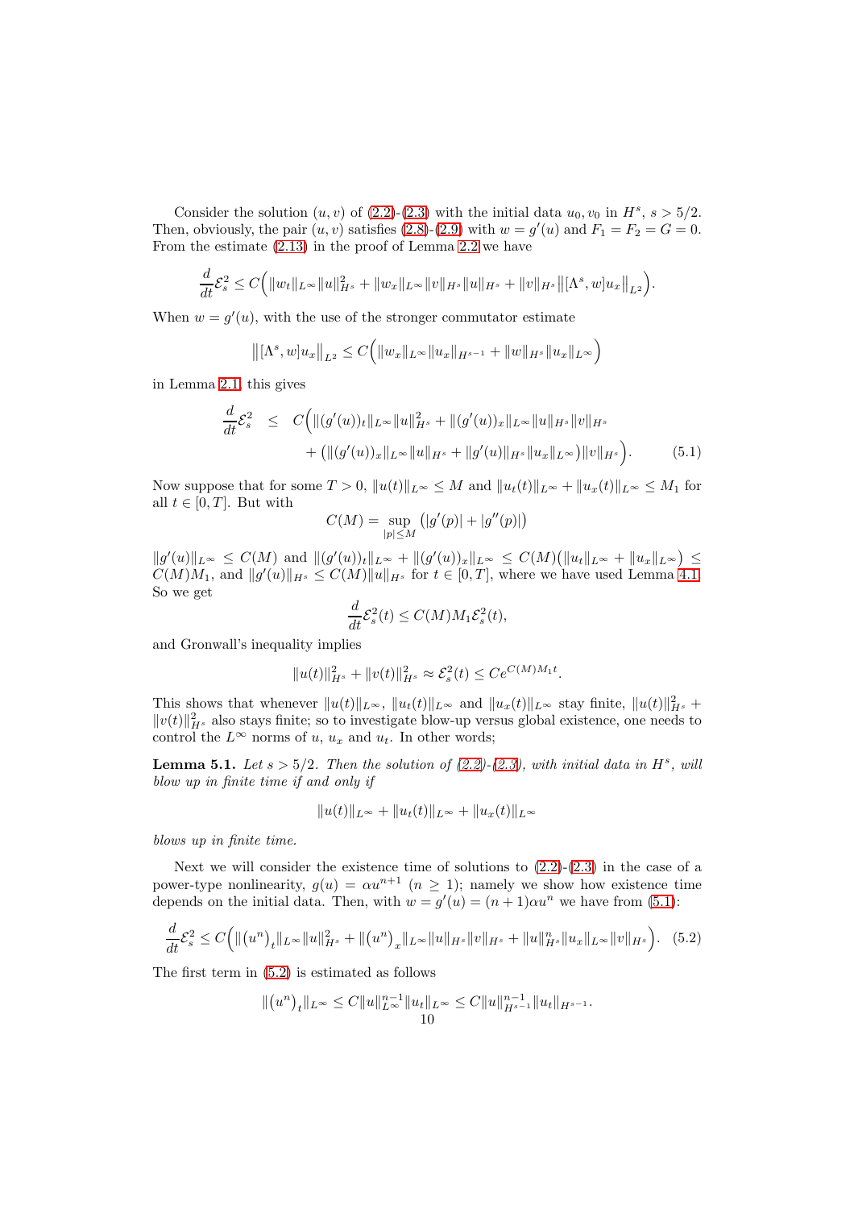Consider the solution $(u, v)$ of (2.2)-(2.3) with the initial data $u_0, v_0$ in $H^s$, $s > 5/2$. Then, obviously, the pair $(u, v)$ satisfies (2.8)-(2.9) with $w = g'(u)$ and $F_1 = F_2 = G = 0$. From the estimate (2.13) in the proof of Lemma 2.2 we have

$$\frac{d}{dt}\mathcal{E}_s^2 \leq C\Big(\|w_t\|_{L^\infty}\|u\|_{H^s}^2 + \|w_x\|_{L^\infty}\|v\|_{H^s}\|u\|_{H^s} + \|v\|_{H^s}\big\|[\Lambda^s, w]u_x\big\|_{L^2}\Big).$$

When $w = g'(u)$, with the use of the stronger commutator estimate

$$\big\|[\Lambda^s, w]u_x\big\|_{L^2} \leq C\Big(\|w_x\|_{L^\infty}\|u_x\|_{H^{s-1}} + \|w\|_{H^s}\|u_x\|_{L^\infty}\Big)$$

in Lemma 2.1, this gives

$$\begin{aligned}\frac{d}{dt}\mathcal{E}_s^2 \quad &\leq \quad C\Big(\|(g'(u))_t\|_{L^\infty}\|u\|_{H^s}^2 + \|(g'(u))_x\|_{L^\infty}\|u\|_{H^s}\|v\|_{H^s} \\ &\quad + \big(\|(g'(u))_x\|_{L^\infty}\|u\|_{H^s} + \|g'(u)\|_{H^s}\|u_x\|_{L^\infty}\big)\|v\|_{H^s}\Big). \end{aligned} \tag{5.1}$$

Now suppose that for some $T > 0$, $\|u(t)\|_{L^\infty} \leq M$ and $\|u_t(t)\|_{L^\infty} + \|u_x(t)\|_{L^\infty} \leq M_1$ for all $t \in [0, T]$. But with

$$C(M) = \sup_{|p| \leq M}\big(|g'(p)| + |g''(p)|\big)$$

$\|g'(u)\|_{L^\infty} \leq C(M)$ and $\|(g'(u))_t\|_{L^\infty} + \|(g'(u))_x\|_{L^\infty} \leq C(M)\big(\|u_t\|_{L^\infty} + \|u_x\|_{L^\infty}\big) \leq C(M)M_1$, and $\|g'(u)\|_{H^s} \leq C(M)\|u\|_{H^s}$ for $t \in [0, T]$, where we have used Lemma 4.1. So we get

$$\frac{d}{dt}\mathcal{E}_s^2(t) \leq C(M)M_1\mathcal{E}_s^2(t),$$

and Gronwall's inequality implies

$$\|u(t)\|_{H^s}^2 + \|v(t)\|_{H^s}^2 \approx \mathcal{E}_s^2(t) \leq Ce^{C(M)M_1 t}.$$

This shows that whenever $\|u(t)\|_{L^\infty}$, $\|u_t(t)\|_{L^\infty}$ and $\|u_x(t)\|_{L^\infty}$ stay finite, $\|u(t)\|_{H^s}^2 + \|v(t)\|_{H^s}^2$ also stays finite; so to investigate blow-up versus global existence, one needs to control the $L^\infty$ norms of $u$, $u_x$ and $u_t$. In other words;

**Lemma 5.1.** *Let $s > 5/2$. Then the solution of (2.2)-(2.3), with initial data in $H^s$, will blow up in finite time if and only if*

$$\|u(t)\|_{L^\infty} + \|u_t(t)\|_{L^\infty} + \|u_x(t)\|_{L^\infty}$$

*blows up in finite time.*

Next we will consider the existence time of solutions to (2.2)-(2.3) in the case of a power-type nonlinearity, $g(u) = \alpha u^{n+1}$ $(n \geq 1)$; namely we show how existence time depends on the initial data. Then, with $w = g'(u) = (n+1)\alpha u^n$ we have from (5.1):

$$\frac{d}{dt}\mathcal{E}_s^2 \leq C\Big(\|\big(u^n\big)_t\|_{L^\infty}\|u\|_{H^s}^2 + \|\big(u^n\big)_x\|_{L^\infty}\|u\|_{H^s}\|v\|_{H^s} + \|u\|_{H^s}^n\|u_x\|_{L^\infty}\|v\|_{H^s}\Big). \tag{5.2}$$

The first term in (5.2) is estimated as follows

$$\|\big(u^n\big)_t\|_{L^\infty} \leq C\|u\|_{L^\infty}^{n-1}\|u_t\|_{L^\infty} \leq C\|u\|_{H^{s-1}}^{n-1}\|u_t\|_{H^{s-1}}.$$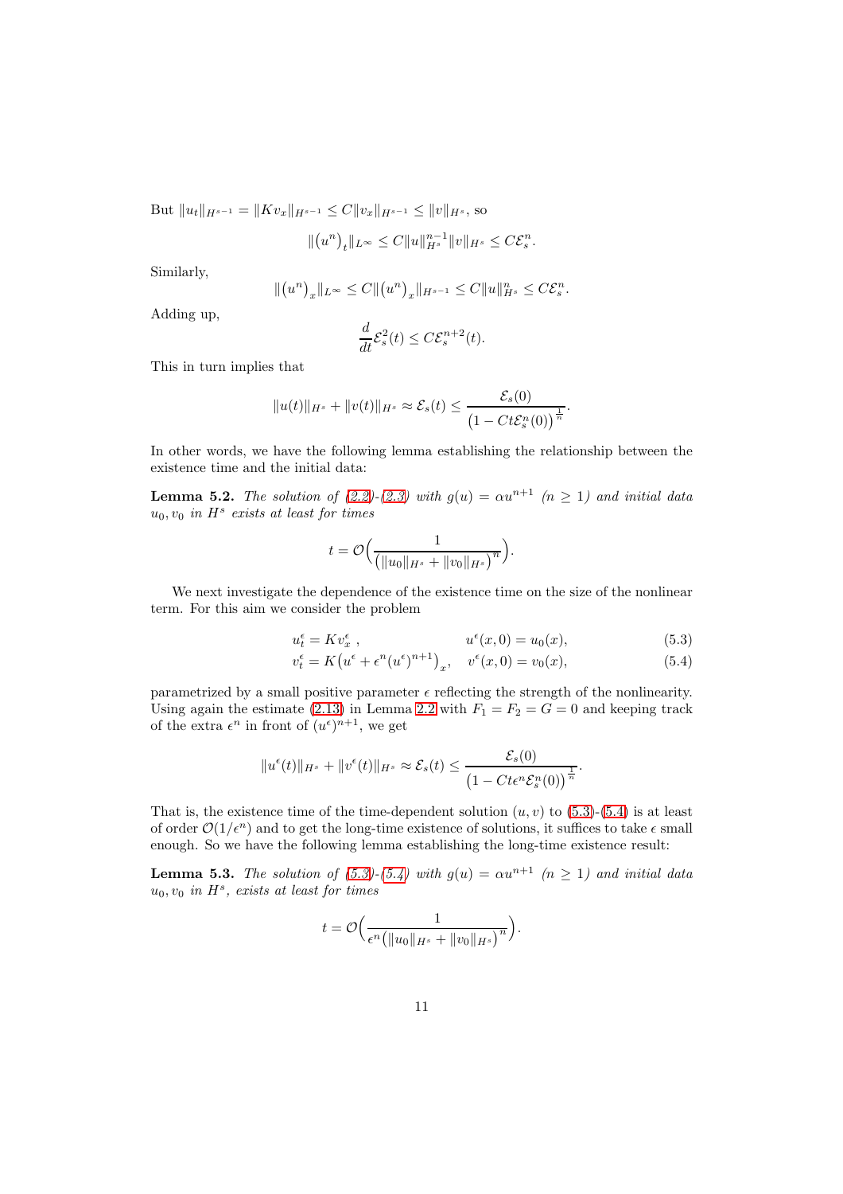But $\|u_t\|_{H^{s-1}} = \|Kv_x\|_{H^{s-1}} \leq C\|v_x\|_{H^{s-1}} \leq \|v\|_{H^s}$, so

$$\|\big(u^n\big)_t\|_{L^\infty} \leq C\|u\|_{H^s}^{n-1}\|v\|_{H^s} \leq C\mathcal{E}_s^n.$$

Similarly,

$$\|\big(u^n\big)_x\|_{L^\infty} \leq C\|\big(u^n\big)_x\|_{H^{s-1}} \leq C\|u\|_{H^s}^n \leq C\mathcal{E}_s^n.$$

Adding up,

$$\frac{d}{dt}\mathcal{E}_s^2(t) \leq C\mathcal{E}_s^{n+2}(t).$$

This in turn implies that

$$\|u(t)\|_{H^s} + \|v(t)\|_{H^s} \approx \mathcal{E}_s(t) \leq \frac{\mathcal{E}_s(0)}{\big(1 - Ct\mathcal{E}_s^n(0)\big)^{\frac{1}{n}}}.$$

In other words, we have the following lemma establishing the relationship between the existence time and the initial data:

**Lemma 5.2.** *The solution of (2.2)-(2.3) with $g(u) = \alpha u^{n+1}$ ($n \geq 1$) and initial data $u_0, v_0$ in $H^s$ exists at least for times*

$$t = \mathcal{O}\Big(\frac{1}{\big(\|u_0\|_{H^s} + \|v_0\|_{H^s}\big)^n}\Big).$$

We next investigate the dependence of the existence time on the size of the nonlinear term. For this aim we consider the problem

$$u_t^\epsilon = Kv_x^\epsilon\,, \qquad\qquad u^\epsilon(x,0) = u_0(x), \tag{5.3}$$

$$v_t^\epsilon = K\big(u^\epsilon + \epsilon^n (u^\epsilon)^{n+1}\big)_x, \quad v^\epsilon(x,0) = v_0(x), \tag{5.4}$$

parametrized by a small positive parameter $\epsilon$ reflecting the strength of the nonlinearity. Using again the estimate (2.13) in Lemma 2.2 with $F_1 = F_2 = G = 0$ and keeping track of the extra $\epsilon^n$ in front of $(u^\epsilon)^{n+1}$, we get

$$\|u^\epsilon(t)\|_{H^s} + \|v^\epsilon(t)\|_{H^s} \approx \mathcal{E}_s(t) \leq \frac{\mathcal{E}_s(0)}{\big(1 - Ct\epsilon^n\mathcal{E}_s^n(0)\big)^{\frac{1}{n}}}.$$

That is, the existence time of the time-dependent solution $(u, v)$ to (5.3)-(5.4) is at least of order $\mathcal{O}(1/\epsilon^n)$ and to get the long-time existence of solutions, it suffices to take $\epsilon$ small enough. So we have the following lemma establishing the long-time existence result:

**Lemma 5.3.** *The solution of (5.3)-(5.4) with $g(u) = \alpha u^{n+1}$ ($n \geq 1$) and initial data $u_0, v_0$ in $H^s$, exists at least for times*

$$t = \mathcal{O}\Big(\frac{1}{\epsilon^n\big(\|u_0\|_{H^s} + \|v_0\|_{H^s}\big)^n}\Big).$$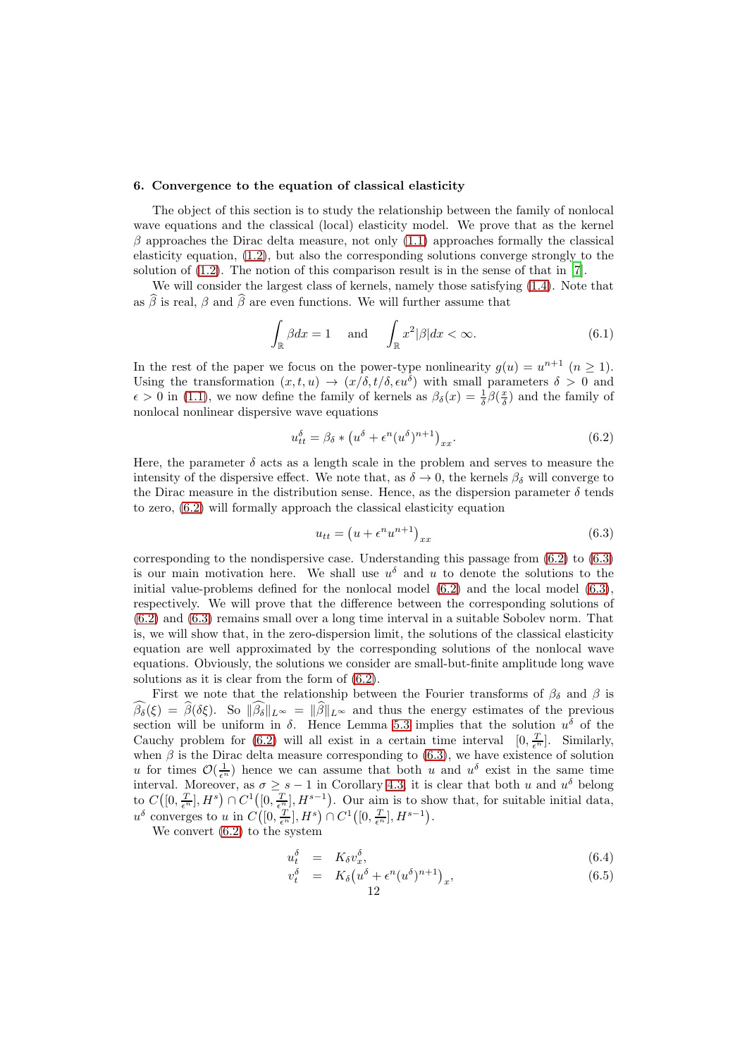## 6. Convergence to the equation of classical elasticity

The object of this section is to study the relationship between the family of nonlocal wave equations and the classical (local) elasticity model. We prove that as the kernel $\beta$ approaches the Dirac delta measure, not only (1.1) approaches formally the classical elasticity equation, (1.2), but also the corresponding solutions converge strongly to the solution of (1.2). The notion of this comparison result is in the sense of that in [7].

We will consider the largest class of kernels, namely those satisfying (1.4). Note that as $\widehat{\beta}$ is real, $\beta$ and $\widehat{\beta}$ are even functions. We will further assume that

$$\int_{\mathbb{R}} \beta dx = 1 \quad \text{and} \quad \int_{\mathbb{R}} x^2 |\beta| dx < \infty. \tag{6.1}$$

In the rest of the paper we focus on the power-type nonlinearity $g(u) = u^{n+1}$ ($n \geq 1$). Using the transformation $(x, t, u) \to (x/\delta, t/\delta, \epsilon u^\delta)$ with small parameters $\delta > 0$ and $\epsilon > 0$ in (1.1), we now define the family of kernels as $\beta_\delta(x) = \frac{1}{\delta}\beta(\frac{x}{\delta})$ and the family of nonlocal nonlinear dispersive wave equations

$$u^\delta_{tt} = \beta_\delta * \big(u^\delta + \epsilon^n (u^\delta)^{n+1}\big)_{xx}. \tag{6.2}$$

Here, the parameter $\delta$ acts as a length scale in the problem and serves to measure the intensity of the dispersive effect. We note that, as $\delta \to 0$, the kernels $\beta_\delta$ will converge to the Dirac measure in the distribution sense. Hence, as the dispersion parameter $\delta$ tends to zero, (6.2) will formally approach the classical elasticity equation

$$u_{tt} = \big(u + \epsilon^n u^{n+1}\big)_{xx} \tag{6.3}$$

corresponding to the nondispersive case. Understanding this passage from (6.2) to (6.3) is our main motivation here. We shall use $u^\delta$ and $u$ to denote the solutions to the initial value-problems defined for the nonlocal model (6.2) and the local model (6.3), respectively. We will prove that the difference between the corresponding solutions of (6.2) and (6.3) remains small over a long time interval in a suitable Sobolev norm. That is, we will show that, in the zero-dispersion limit, the solutions of the classical elasticity equation are well approximated by the corresponding solutions of the nonlocal wave equations. Obviously, the solutions we consider are small-but-finite amplitude long wave solutions as it is clear from the form of (6.2).

First we note that the relationship between the Fourier transforms of $\beta_\delta$ and $\beta$ is $\widehat{\beta_\delta}(\xi) = \widehat{\beta}(\delta\xi)$. So $\|\widehat{\beta_\delta}\|_{L^\infty} = \|\widehat{\beta}\|_{L^\infty}$ and thus the energy estimates of the previous section will be uniform in $\delta$. Hence Lemma 5.3 implies that the solution $u^\delta$ of the Cauchy problem for (6.2) will all exist in a certain time interval $[0, \frac{T}{\epsilon^n}]$. Similarly, when $\beta$ is the Dirac measure corresponding to (6.3), we have existence of solution $u$ for times $\mathcal{O}(\frac{1}{\epsilon^n})$ hence we can assume that both $u$ and $u^\delta$ exist in the same time interval. Moreover, as $\sigma \geq s-1$ in Corollary 4.3, it is clear that both $u$ and $u^\delta$ belong to $C\big([0, \frac{T}{\epsilon^n}], H^s\big) \cap C^1\big([0, \frac{T}{\epsilon^n}], H^{s-1}\big)$. Our aim is to show that, for suitable initial data, $u^\delta$ converges to $u$ in $C\big([0, \frac{T}{\epsilon^n}], H^s\big) \cap C^1\big([0, \frac{T}{\epsilon^n}], H^{s-1}\big)$.

We convert (6.2) to the system

$$u^\delta_t = K_\delta v^\delta_x, \tag{6.4}$$

$$v^\delta_t = K_\delta \big(u^\delta + \epsilon^n (u^\delta)^{n+1}\big)_x, \tag{6.5}$$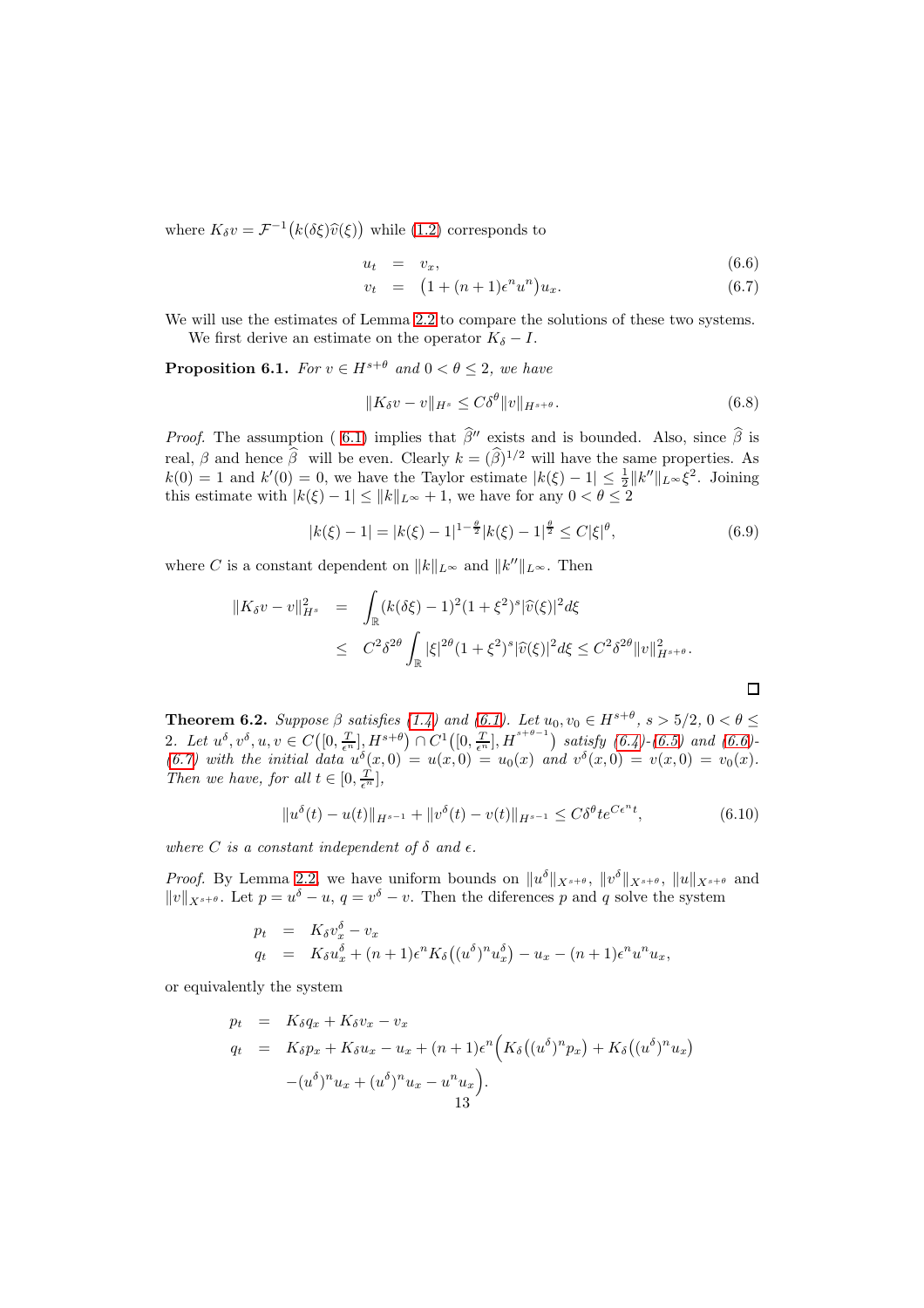where $K_\delta v = \mathcal{F}^{-1}\big(k(\delta\xi)\widehat{v}(\xi)\big)$ while (1.2) corresponds to

$$
\begin{aligned}
u_t &= v_x, && (6.6)\\
v_t &= \big(1+(n+1)\epsilon^n u^n\big)u_x. && (6.7)
\end{aligned}
$$

We will use the estimates of Lemma 2.2 to compare the solutions of these two systems.

We first derive an estimate on the operator $K_\delta - I$.

**Proposition 6.1.** *For $v \in H^{s+\theta}$ and $0 < \theta \leq 2$, we have*

$$
\|K_\delta v - v\|_{H^s} \leq C\delta^\theta \|v\|_{H^{s+\theta}}. \tag{6.8}
$$

*Proof.* The assumption ( 6.1) implies that $\widehat{\beta}''$ exists and is bounded. Also, since $\widehat{\beta}$ is real, $\beta$ and hence $\widehat{\beta}$ will be even. Clearly $k = (\widehat{\beta})^{1/2}$ will have the same properties. As $k(0) = 1$ and $k'(0) = 0$, we have the Taylor estimate $|k(\xi) - 1| \leq \frac{1}{2}\|k''\|_{L^\infty}\xi^2$. Joining this estimate with $|k(\xi) - 1| \leq \|k\|_{L^\infty} + 1$, we have for any $0 < \theta \leq 2$

$$
|k(\xi) - 1| = |k(\xi) - 1|^{1-\frac{\theta}{2}}|k(\xi) - 1|^{\frac{\theta}{2}} \leq C|\xi|^\theta, \tag{6.9}
$$

where $C$ is a constant dependent on $\|k\|_{L^\infty}$ and $\|k''\|_{L^\infty}$. Then

$$
\begin{aligned}
\|K_\delta v - v\|_{H^s}^2 &= \int_{\mathbb{R}} (k(\delta\xi) - 1)^2(1+\xi^2)^s|\widehat{v}(\xi)|^2 d\xi \\
&\leq C^2\delta^{2\theta}\int_{\mathbb{R}} |\xi|^{2\theta}(1+\xi^2)^s|\widehat{v}(\xi)|^2 d\xi \leq C^2\delta^{2\theta}\|v\|_{H^{s+\theta}}^2.
\end{aligned}
$$

□

**Theorem 6.2.** *Suppose $\beta$ satisfies (1.4) and (6.1). Let $u_0, v_0 \in H^{s+\theta}$, $s > 5/2$, $0 < \theta \leq 2$. Let $u^\delta, v^\delta, u, v \in C\big([0, \frac{T}{\epsilon^n}], H^{s+\theta}\big) \cap C^1\big([0, \frac{T}{\epsilon^n}], H^{s+\theta-1}\big)$ satisfy (6.4)-(6.5) and (6.6)-(6.7) with the initial data $u^\delta(x,0) = u(x,0) = u_0(x)$ and $v^\delta(x,0) = v(x,0) = v_0(x)$. Then we have, for all $t \in [0, \frac{T}{\epsilon^n}]$,*

$$
\|u^\delta(t) - u(t)\|_{H^{s-1}} + \|v^\delta(t) - v(t)\|_{H^{s-1}} \leq C\delta^\theta t e^{C\epsilon^n t}, \tag{6.10}
$$

*where $C$ is a constant independent of $\delta$ and $\epsilon$.*

*Proof.* By Lemma 2.2, we have uniform bounds on $\|u^\delta\|_{X^{s+\theta}}$, $\|v^\delta\|_{X^{s+\theta}}$, $\|u\|_{X^{s+\theta}}$ and $\|v\|_{X^{s+\theta}}$. Let $p = u^\delta - u$, $q = v^\delta - v$. Then the diferences $p$ and $q$ solve the system

$$
\begin{aligned}
p_t &= K_\delta v_x^\delta - v_x \\
q_t &= K_\delta u_x^\delta + (n+1)\epsilon^n K_\delta\big((u^\delta)^n u_x^\delta\big) - u_x - (n+1)\epsilon^n u^n u_x,
\end{aligned}
$$

or equivalently the system

$$
\begin{aligned}
p_t &= K_\delta q_x + K_\delta v_x - v_x \\
q_t &= K_\delta p_x + K_\delta u_x - u_x + (n+1)\epsilon^n\Big(K_\delta\big((u^\delta)^n p_x\big) + K_\delta\big((u^\delta)^n u_x\big) \\
&\quad - (u^\delta)^n u_x + (u^\delta)^n u_x - u^n u_x\Big).
\end{aligned}
$$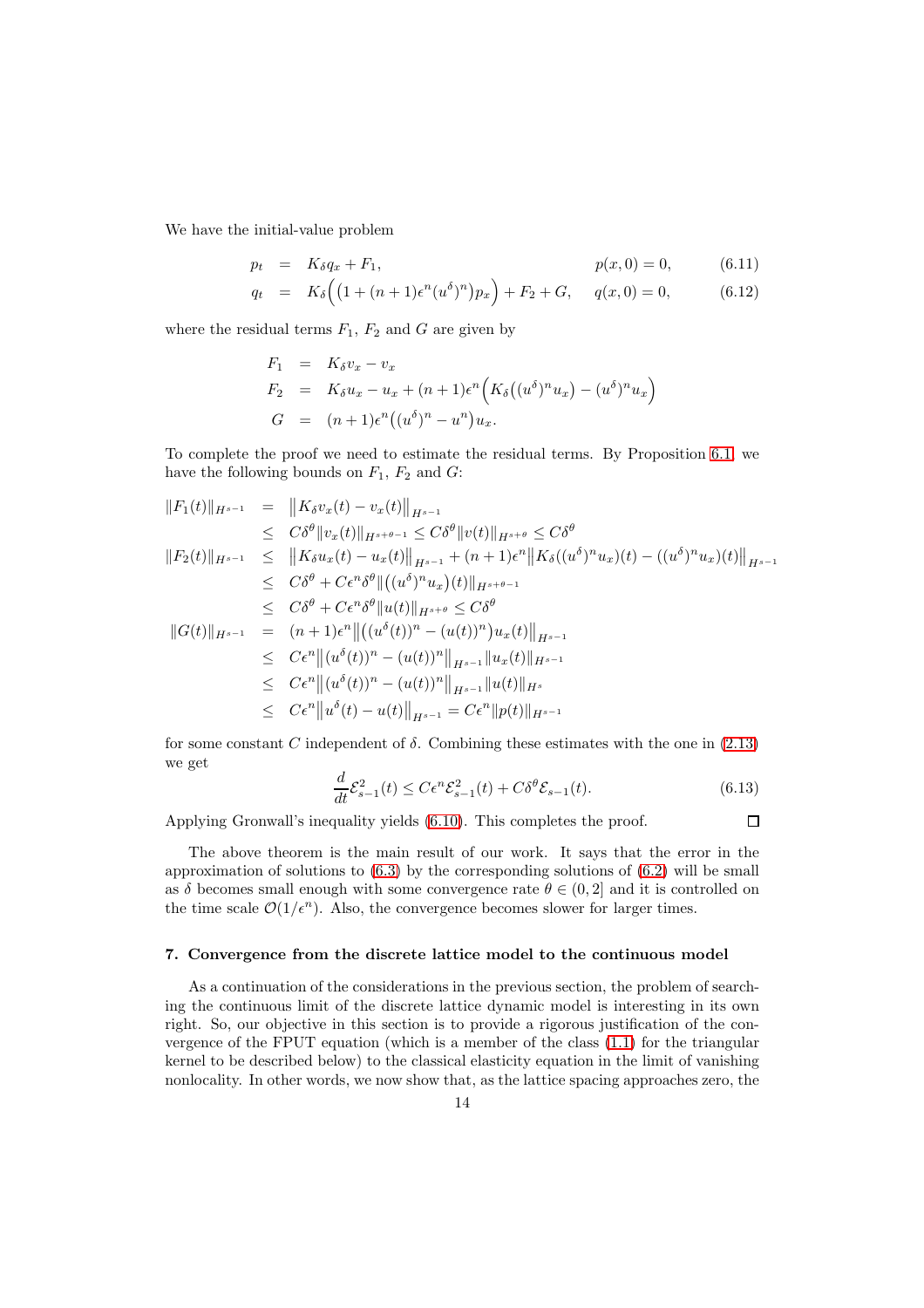We have the initial-value problem

$$
\begin{aligned}
p_t &= K_\delta q_x + F_1, && p(x,0)=0, && (6.11)\\
q_t &= K_\delta\Big(\big(1+(n+1)\epsilon^n (u^\delta)^n\big)p_x\Big) + F_2 + G, && q(x,0)=0, && (6.12)
\end{aligned}
$$

where the residual terms $F_1$, $F_2$ and $G$ are given by

$$
\begin{aligned}
F_1 &= K_\delta v_x - v_x\\
F_2 &= K_\delta u_x - u_x + (n+1)\epsilon^n \Big(K_\delta\big((u^\delta)^n u_x\big) - (u^\delta)^n u_x\Big)\\
G &= (n+1)\epsilon^n \big((u^\delta)^n - u^n\big)u_x.
\end{aligned}
$$

To complete the proof we need to estimate the residual terms. By Proposition 6.1, we have the following bounds on $F_1$, $F_2$ and $G$:

$$
\begin{aligned}
\|F_1(t)\|_{H^{s-1}} &= \big\|K_\delta v_x(t) - v_x(t)\big\|_{H^{s-1}}\\
&\le C\delta^\theta \|v_x(t)\|_{H^{s+\theta-1}} \le C\delta^\theta \|v(t)\|_{H^{s+\theta}} \le C\delta^\theta\\
\|F_2(t)\|_{H^{s-1}} &\le \big\|K_\delta u_x(t) - u_x(t)\big\|_{H^{s-1}} + (n+1)\epsilon^n \big\|K_\delta((u^\delta)^n u_x)(t) - ((u^\delta)^n u_x)(t)\big\|_{H^{s-1}}\\
&\le C\delta^\theta + C\epsilon^n \delta^\theta \big\|\big((u^\delta)^n u_x\big)(t)\big\|_{H^{s+\theta-1}}\\
&\le C\delta^\theta + C\epsilon^n\delta^\theta \|u(t)\|_{H^{s+\theta}} \le C\delta^\theta\\
\|G(t)\|_{H^{s-1}} &= (n+1)\epsilon^n \big\|\big((u^\delta(t))^n - (u(t))^n\big)u_x(t)\big\|_{H^{s-1}}\\
&\le C\epsilon^n \big\|(u^\delta(t))^n - (u(t))^n\big\|_{H^{s-1}} \|u_x(t)\|_{H^{s-1}}\\
&\le C\epsilon^n \big\|(u^\delta(t))^n - (u(t))^n\big\|_{H^{s-1}} \|u(t)\|_{H^{s}}\\
&\le C\epsilon^n \big\|u^\delta(t) - u(t)\big\|_{H^{s-1}} = C\epsilon^n \|p(t)\|_{H^{s-1}}
\end{aligned}
$$

for some constant $C$ independent of $\delta$. Combining these estimates with the one in (2.13) we get

$$
\frac{d}{dt}\mathcal{E}^2_{s-1}(t) \le C\epsilon^n \mathcal{E}^2_{s-1}(t) + C\delta^\theta \mathcal{E}_{s-1}(t). \qquad (6.13)
$$

Applying Gronwall's inequality yields (6.10). This completes the proof. ☐

The above theorem is the main result of our work. It says that the error in the approximation of solutions to (6.3) by the corresponding solutions of (6.2) will be small as $\delta$ becomes small enough with some convergence rate $\theta \in (0, 2]$ and it is controlled on the time scale $\mathcal{O}(1/\epsilon^n)$. Also, the convergence becomes slower for larger times.

## 7. Convergence from the discrete lattice model to the continuous model

As a continuation of the considerations in the previous section, the problem of searching the continuous limit of the discrete lattice dynamic model is interesting in its own right. So, our objective in this section is to provide a rigorous justification of the convergence of the FPUT equation (which is a member of the class (1.1) for the triangular kernel to be described below) to the classical elasticity equation in the limit of vanishing nonlocality. In other words, we now show that, as the lattice spacing approaches zero, the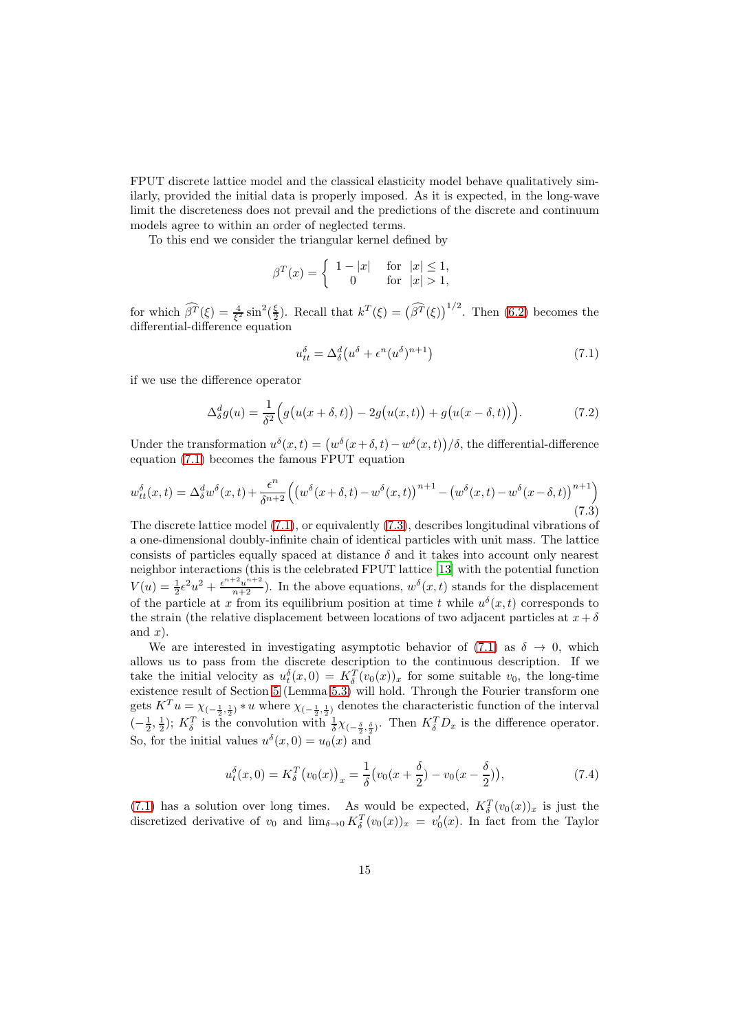FPUT discrete lattice model and the classical elasticity model behave qualitatively similarly, provided the initial data is properly imposed. As it is expected, in the long-wave limit the discreteness does not prevail and the predictions of the discrete and continuum models agree to within an order of neglected terms.

To this end we consider the triangular kernel defined by

$$\beta^T(x) = \begin{cases} 1 - |x| & \text{for } |x| \leq 1, \\ 0 & \text{for } |x| > 1, \end{cases}$$

for which $\widehat{\beta^T}(\xi) = \frac{4}{\xi^2}\sin^2(\frac{\xi}{2})$. Recall that $k^T(\xi) = \big(\widehat{\beta^T}(\xi)\big)^{1/2}$. Then (6.2) becomes the differential-difference equation

$$u^\delta_{tt} = \Delta^d_\delta\big(u^\delta + \epsilon^n (u^\delta)^{n+1}\big) \tag{7.1}$$

if we use the difference operator

$$\Delta^d_\delta g(u) = \frac{1}{\delta^2}\Big(g\big(u(x+\delta,t)\big) - 2g\big(u(x,t)\big) + g\big(u(x-\delta,t)\big)\Big). \tag{7.2}$$

Under the transformation $u^\delta(x,t) = \big(w^\delta(x+\delta,t) - w^\delta(x,t)\big)/\delta$, the differential-difference equation (7.1) becomes the famous FPUT equation

$$w^\delta_{tt}(x,t) = \Delta^d_\delta w^\delta(x,t) + \frac{\epsilon^n}{\delta^{n+2}}\Big(\big(w^\delta(x+\delta,t) - w^\delta(x,t)\big)^{n+1} - \big(w^\delta(x,t) - w^\delta(x-\delta,t)\big)^{n+1}\Big) \tag{7.3}$$

The discrete lattice model (7.1), or equivalently (7.3), describes longitudinal vibrations of a one-dimensional doubly-infinite chain of identical particles with unit mass. The lattice consists of particles equally spaced at distance $\delta$ and it takes into account only nearest neighbor interactions (this is the celebrated FPUT lattice [13] with the potential function $V(u) = \frac{1}{2}\epsilon^2 u^2 + \frac{\epsilon^{n+2}u^{n+2}}{n+2}$). In the above equations, $w^\delta(x,t)$ stands for the displacement of the particle at $x$ from its equilibrium position at time $t$ while $u^\delta(x,t)$ corresponds to the strain (the relative displacement between locations of two adjacent particles at $x+\delta$ and $x$).

We are interested in investigating asymptotic behavior of (7.1) as $\delta \to 0$, which allows us to pass from the discrete description to the continuous description. If we take the initial velocity as $u^\delta_t(x,0) = K^T_\delta(v_0(x))_x$ for some suitable $v_0$, the long-time existence result of Section 5 (Lemma 5.3) will hold. Through the Fourier transform one gets $K^T u = \chi_{(-\frac{1}{2},\frac{1}{2})} * u$ where $\chi_{(-\frac{1}{2},\frac{1}{2})}$ denotes the characteristic function of the interval $(-\frac{1}{2},\frac{1}{2})$; $K^T_\delta$ is the convolution with $\frac{1}{\delta}\chi_{(-\frac{\delta}{2},\frac{\delta}{2})}$. Then $K^T_\delta D_x$ is the difference operator. So, for the initial values $u^\delta(x,0) = u_0(x)$ and

$$u^\delta_t(x,0) = K^T_\delta\big(v_0(x)\big)_x = \frac{1}{\delta}\big(v_0(x+\frac{\delta}{2}) - v_0(x-\frac{\delta}{2})\big), \tag{7.4}$$

(7.1) has a solution over long times. As would be expected, $K^T_\delta(v_0(x))_x$ is just the discretized derivative of $v_0$ and $\lim_{\delta\to 0} K^T_\delta(v_0(x))_x = v_0'(x)$. In fact from the Taylor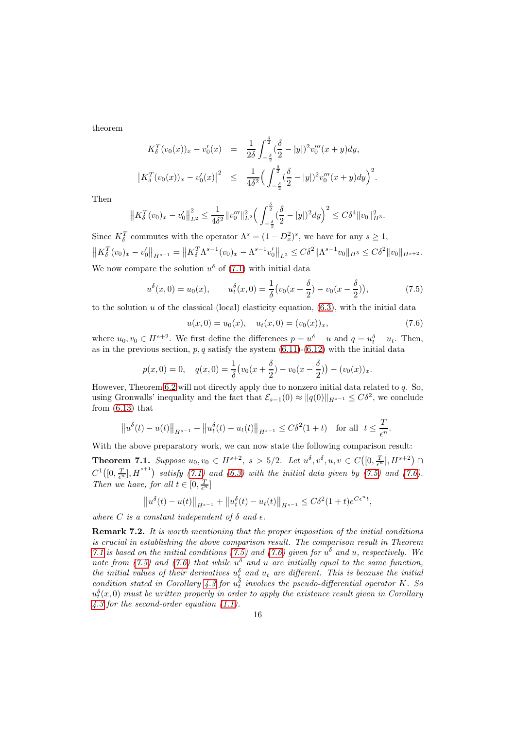theorem

$$
\begin{aligned}
K_\delta^T(v_0(x))_x - v_0'(x) &= \frac{1}{2\delta}\int_{-\frac{\delta}{2}}^{\frac{\delta}{2}} (\frac{\delta}{2}-|y|)^2 v_0'''(x+y)dy, \\
\left|K_\delta^T(v_0(x))_x - v_0'(x)\right|^2 &\leq \frac{1}{4\delta^2}\Big(\int_{-\frac{\delta}{2}}^{\frac{\delta}{2}} (\frac{\delta}{2}-|y|)^2 v_0'''(x+y)dy\Big)^2.
\end{aligned}
$$

Then

$$
\left\|K_\delta^T(v_0)_x - v_0'\right\|_{L^2}^2 \leq \frac{1}{4\delta^2}\|v_0'''\|_{L^2}^2 \Big(\int_{-\frac{\delta}{2}}^{\frac{\delta}{2}} (\frac{\delta}{2}-|y|)^2 dy\Big)^2 \leq C\delta^4\|v_0\|_{H^3}^2.
$$

Since $K_\delta^T$ commutes with the operator $\Lambda^s = (1-D_x^2)^s$, we have for any $s \geq 1$,

$$
\left\|K_\delta^T(v_0)_x - v_0'\right\|_{H^{s-1}} = \left\|K_\delta^T\Lambda^{s-1}(v_0)_x - \Lambda^{s-1}v_0'\right\|_{L^2} \leq C\delta^2\|\Lambda^{s-1}v_0\|_{H^3} \leq C\delta^2\|v_0\|_{H^{s+2}}.
$$

We now compare the solution $u^\delta$ of (7.1) with initial data

$$
u^\delta(x,0) = u_0(x), \qquad u_t^\delta(x,0) = \frac{1}{\delta}\big(v_0(x+\frac{\delta}{2}) - v_0(x-\frac{\delta}{2})\big), \tag{7.5}
$$

to the solution $u$ of the classical (local) elasticity equation, (6.3), with the initial data

$$
u(x,0) = u_0(x), \quad u_t(x,0) = (v_0(x))_x, \tag{7.6}
$$

where $u_0, v_0 \in H^{s+2}$. We first define the differences $p = u^\delta - u$ and $q = u_t^\delta - u_t$. Then, as in the previous section, $p, q$ satisfy the system (6.11)-(6.12) with the initial data

$$
p(x,0) = 0, \quad q(x,0) = \frac{1}{\delta}\big(v_0(x+\frac{\delta}{2}) - v_0(x-\frac{\delta}{2})\big) - (v_0(x))_x.
$$

However, Theorem 6.2 will not directly apply due to nonzero initial data related to $q$. So, using Gronwalls' inequality and the fact that $\mathcal{E}_{s-1}(0) \approx \|q(0)\|_{H^{s-1}} \leq C\delta^2$, we conclude from (6.13) that

$$
\left\|u^\delta(t) - u(t)\right\|_{H^{s-1}} + \left\|u_t^\delta(t) - u_t(t)\right\|_{H^{s-1}} \leq C\delta^2(1+t) \quad \text{for all } \ t \leq \frac{T}{\epsilon^n}.
$$

With the above preparatory work, we can now state the following comparison result:

**Theorem 7.1.** *Suppose $u_0, v_0 \in H^{s+2}$, $s > 5/2$. Let $u^\delta, v^\delta, u, v \in C\big([0, \frac{T}{\epsilon^n}], H^{s+2}\big) \cap C^1\big([0, \frac{T}{\epsilon^n}], H^{s+1}\big)$ satisfy (7.1) and (6.3) with the initial data given by (7.5) and (7.6). Then we have, for all $t \in [0, \frac{T}{\epsilon^n}]$*

$$
\left\|u^\delta(t) - u(t)\right\|_{H^{s-1}} + \left\|u_t^\delta(t) - u_t(t)\right\|_{H^{s-1}} \leq C\delta^2(1+t)e^{C\epsilon^n t},
$$

*where $C$ is a constant independent of $\delta$ and $\epsilon$.*

**Remark 7.2.** *It is worth mentioning that the proper imposition of the initial conditions is crucial in establishing the above comparison result. The comparison result in Theorem 7.1 is based on the initial conditions (7.5) and (7.6) given for $u^\delta$ and $u$, respectively. We note from (7.5) and (7.6) that while $u^\delta$ and $u$ are initially equal to the same function, the initial values of their derivatives $u_t^\delta$ and $u_t$ are different. This is because the initial condition stated in Corollary 4.3 for $u_t^\delta$ involves the pseudo-differential operator $K$. So $u_t^\delta(x,0)$ must be written properly in order to apply the existence result given in Corollary 4.3 for the second-order equation (1.1).*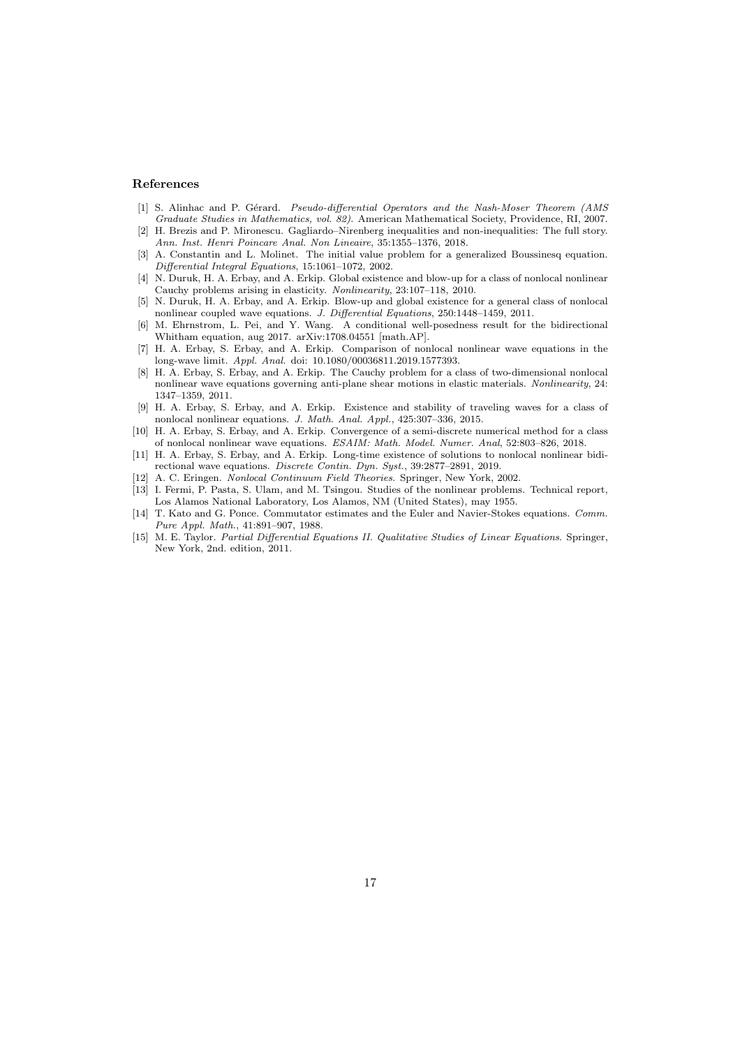## References

[1] S. Alinhac and P. Gérard. *Pseudo-differential Operators and the Nash-Moser Theorem (AMS Graduate Studies in Mathematics, vol. 82)*. American Mathematical Society, Providence, RI, 2007.

[2] H. Brezis and P. Mironescu. Gagliardo–Nirenberg inequalities and non-inequalities: The full story. *Ann. Inst. Henri Poincare Anal. Non Lineaire*, 35:1355–1376, 2018.

[3] A. Constantin and L. Molinet. The initial value problem for a generalized Boussinesq equation. *Differential Integral Equations*, 15:1061–1072, 2002.

[4] N. Duruk, H. A. Erbay, and A. Erkip. Global existence and blow-up for a class of nonlocal nonlinear Cauchy problems arising in elasticity. *Nonlinearity*, 23:107–118, 2010.

[5] N. Duruk, H. A. Erbay, and A. Erkip. Blow-up and global existence for a general class of nonlocal nonlinear coupled wave equations. *J. Differential Equations*, 250:1448–1459, 2011.

[6] M. Ehrnstrom, L. Pei, and Y. Wang. A conditional well-posedness result for the bidirectional Whitham equation, aug 2017. arXiv:1708.04551 [math.AP].

[7] H. A. Erbay, S. Erbay, and A. Erkip. Comparison of nonlocal nonlinear wave equations in the long-wave limit. *Appl. Anal.* doi: 10.1080/00036811.2019.1577393.

[8] H. A. Erbay, S. Erbay, and A. Erkip. The Cauchy problem for a class of two-dimensional nonlocal nonlinear wave equations governing anti-plane shear motions in elastic materials. *Nonlinearity*, 24: 1347–1359, 2011.

[9] H. A. Erbay, S. Erbay, and A. Erkip. Existence and stability of traveling waves for a class of nonlocal nonlinear equations. *J. Math. Anal. Appl.*, 425:307–336, 2015.

[10] H. A. Erbay, S. Erbay, and A. Erkip. Convergence of a semi-discrete numerical method for a class of nonlocal nonlinear wave equations. *ESAIM: Math. Model. Numer. Anal*, 52:803–826, 2018.

[11] H. A. Erbay, S. Erbay, and A. Erkip. Long-time existence of solutions to nonlocal nonlinear bidirectional wave equations. *Discrete Contin. Dyn. Syst.*, 39:2877–2891, 2019.

[12] A. C. Eringen. *Nonlocal Continuum Field Theories*. Springer, New York, 2002.

[13] I. Fermi, P. Pasta, S. Ulam, and M. Tsingou. Studies of the nonlinear problems. Technical report, Los Alamos National Laboratory, Los Alamos, NM (United States), may 1955.

[14] T. Kato and G. Ponce. Commutator estimates and the Euler and Navier-Stokes equations. *Comm. Pure Appl. Math.*, 41:891–907, 1988.

[15] M. E. Taylor. *Partial Differential Equations II. Qualitative Studies of Linear Equations*. Springer, New York, 2nd. edition, 2011.